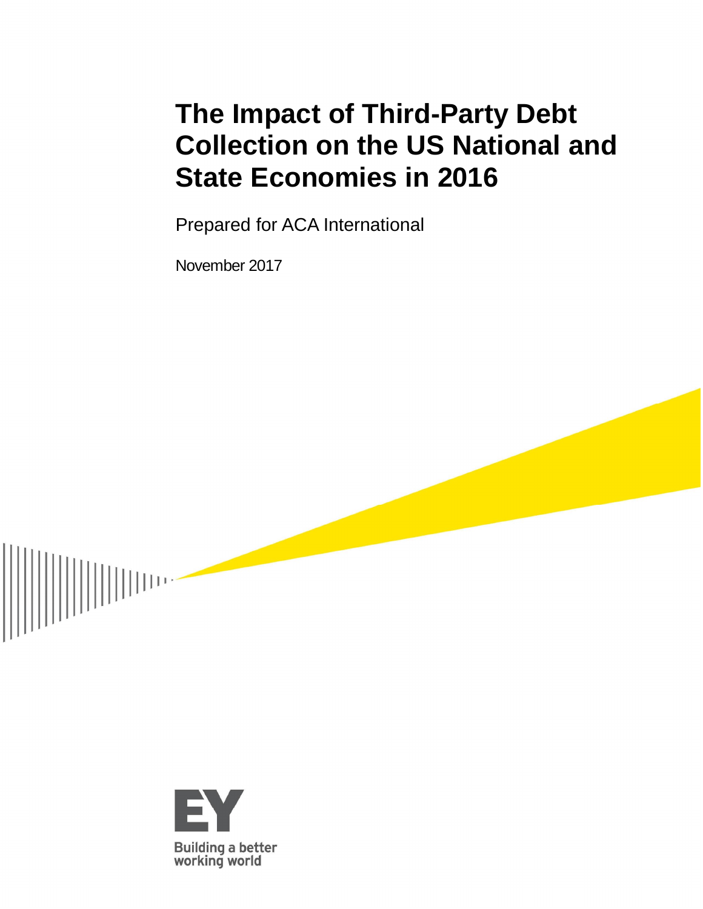# The Impact of Third-Party Debt Collection on the US National and State Economies in 2016

Prepared for ACA International

November 2017

EY

Building a better working world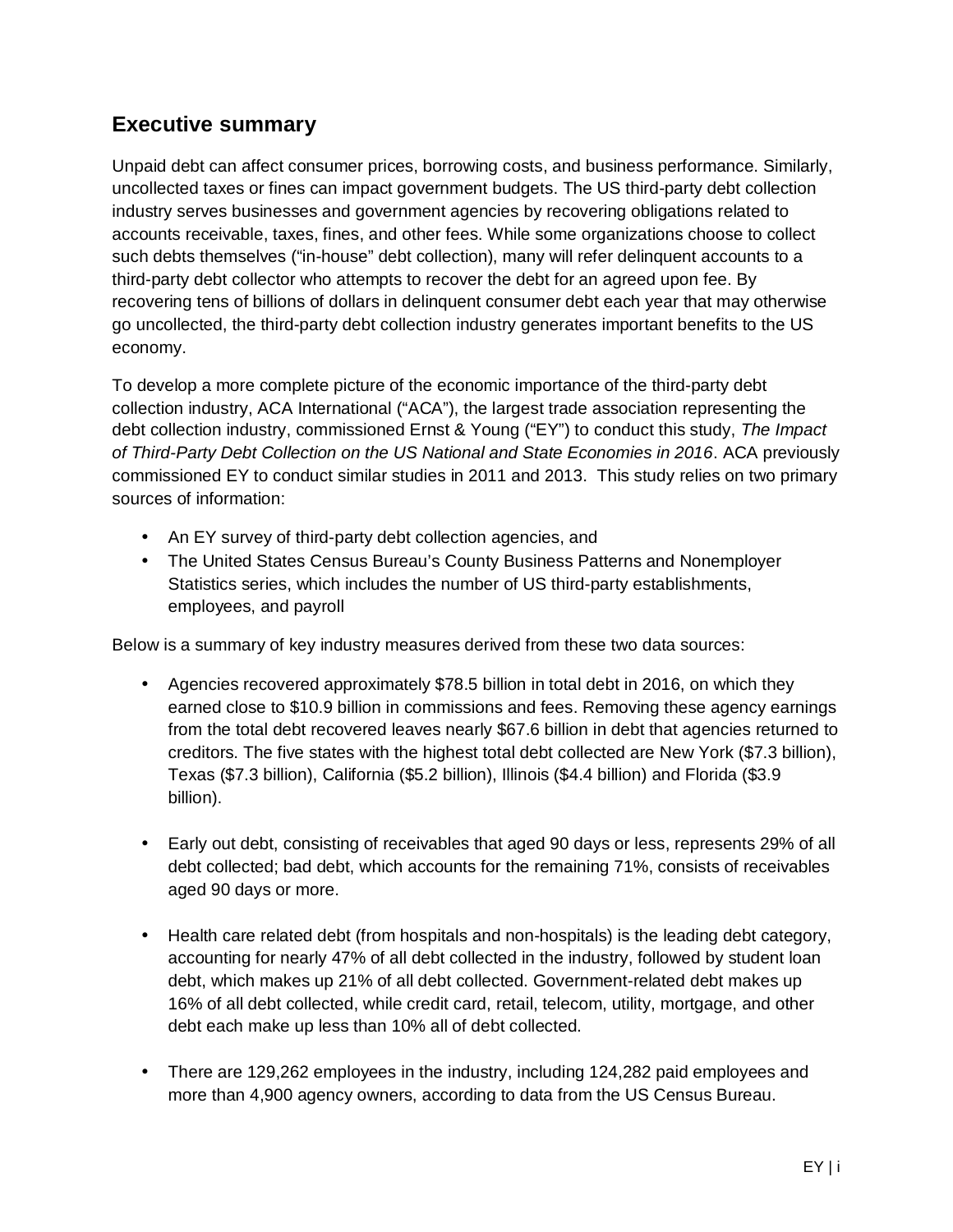## Executive summary

Unpaid debt can affect consumer prices, borrowing costs, and business performance. Similarly, uncollected taxes or fines can impact government budgets. The US third-party debt collection industry serves businesses and government agencies by recovering obligations related to accounts receivable, taxes, fines, and other fees. While some organizations choose to collect such debts themselves ("in-house" debt collection), many will refer delinquent accounts to a third-party debt collector who attempts to recover the debt for an agreed upon fee. By recovering tens of billions of dollars in delinquent consumer debt each year that may otherwise go uncollected, the third-party debt collection industry generates important benefits to the US economy.

To develop a more complete picture of the economic importance of the third-party debt collection industry, ACA International ("ACA"), the largest trade association representing the debt collection industry, commissioned Ernst & Young ("EY") to conduct this study, *The Impact of Third-Party Debt Collection on the US National and State Economies in 2016*. ACA previously commissioned EY to conduct similar studies in 2011 and 2013. This study relies on two primary sources of information:

- An EY survey of third-party debt collection agencies, and
- The United States Census Bureau's County Business Patterns and Nonemployer Statistics series, which includes the number of US third-party establishments, employees, and payroll

Below is a summary of key industry measures derived from these two data sources:

- Agencies recovered approximately $78.5 billion in total debt in 2016, on which they earned close to $10.9 billion in commissions and fees. Removing these agency earnings from the total debt recovered leaves nearly $67.6 billion in debt that agencies returned to creditors. The five states with the highest total debt collected are New York ($7.3 billion), Texas ($7.3 billion), California ($5.2 billion), Illinois ($4.4 billion) and Florida ($3.9 billion).

- Early out debt, consisting of receivables that aged 90 days or less, represents 29% of all debt collected; bad debt, which accounts for the remaining 71%, consists of receivables aged 90 days or more.

- Health care related debt (from hospitals and non-hospitals) is the leading debt category, accounting for nearly 47% of all debt collected in the industry, followed by student loan debt, which makes up 21% of all debt collected. Government-related debt makes up 16% of all debt collected, while credit card, retail, telecom, utility, mortgage, and other debt each make up less than 10% all of debt collected.

- There are 129,262 employees in the industry, including 124,282 paid employees and more than 4,900 agency owners, according to data from the US Census Bureau.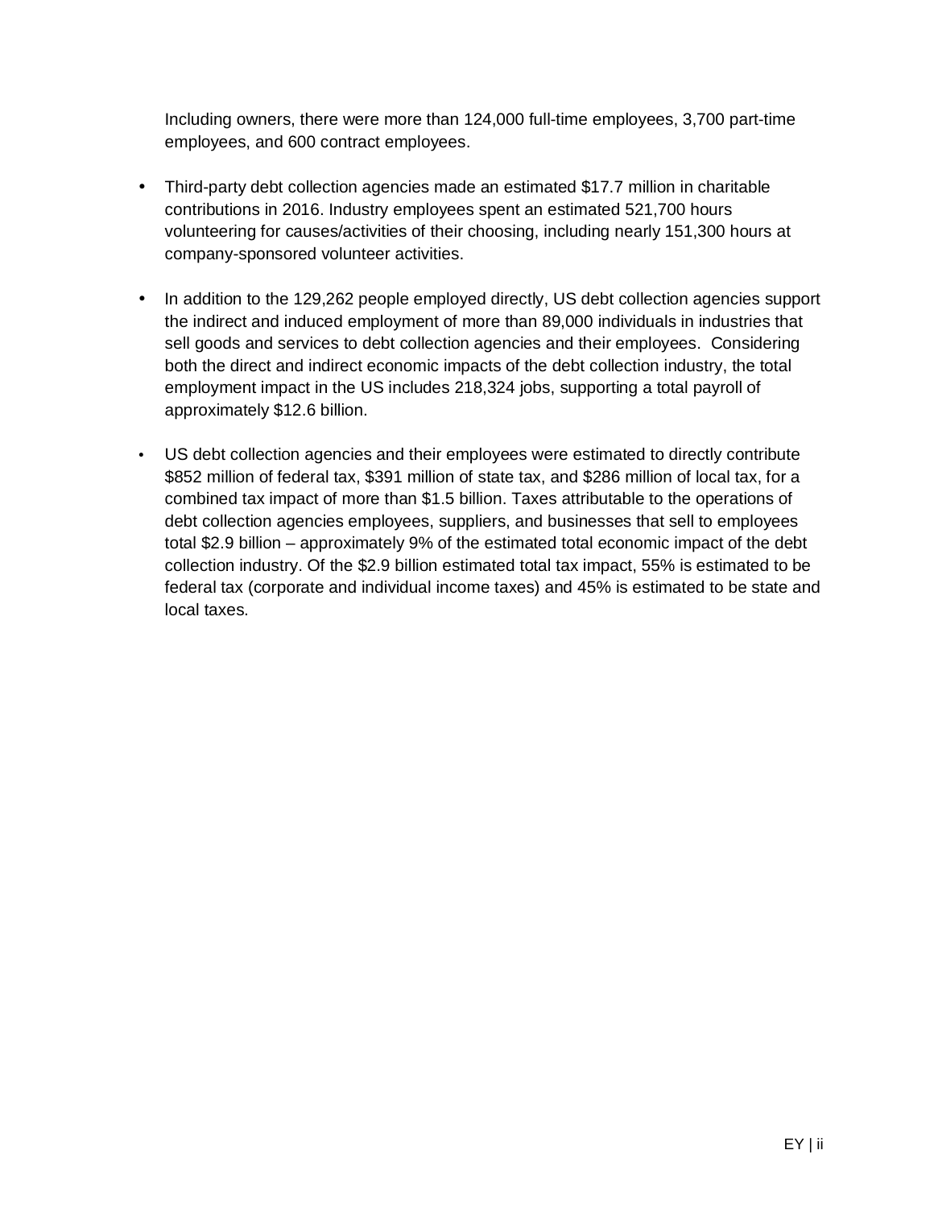Including owners, there were more than 124,000 full-time employees, 3,700 part-time employees, and 600 contract employees.

- Third-party debt collection agencies made an estimated $17.7 million in charitable contributions in 2016. Industry employees spent an estimated 521,700 hours volunteering for causes/activities of their choosing, including nearly 151,300 hours at company-sponsored volunteer activities.

- In addition to the 129,262 people employed directly, US debt collection agencies support the indirect and induced employment of more than 89,000 individuals in industries that sell goods and services to debt collection agencies and their employees. Considering both the direct and indirect economic impacts of the debt collection industry, the total employment impact in the US includes 218,324 jobs, supporting a total payroll of approximately $12.6 billion.

- US debt collection agencies and their employees were estimated to directly contribute $852 million of federal tax, $391 million of state tax, and $286 million of local tax, for a combined tax impact of more than $1.5 billion. Taxes attributable to the operations of debt collection agencies employees, suppliers, and businesses that sell to employees total $2.9 billion – approximately 9% of the estimated total economic impact of the debt collection industry. Of the $2.9 billion estimated total tax impact, 55% is estimated to be federal tax (corporate and individual income taxes) and 45% is estimated to be state and local taxes.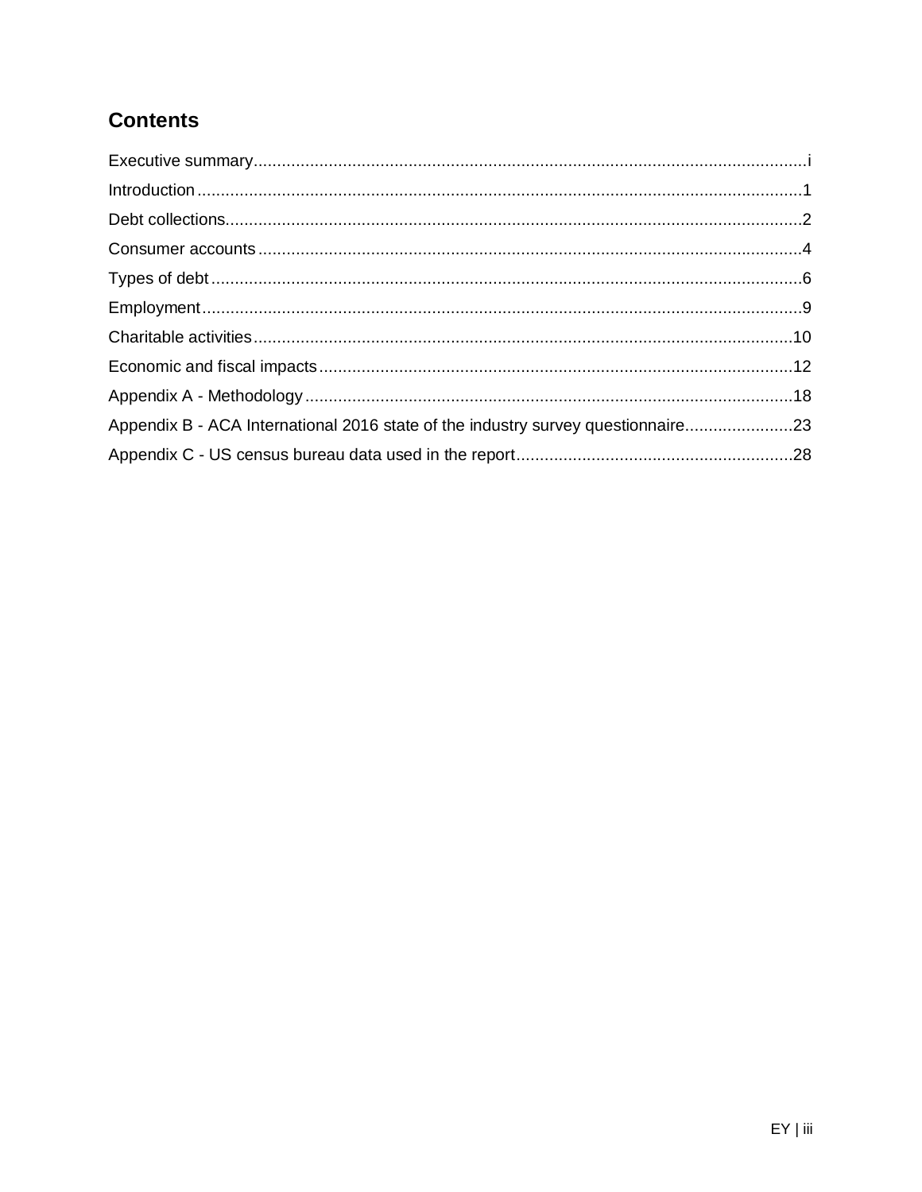# Contents

Executive summary....................................................................................................................i

Introduction................................................................................................................................1

Debt collections..........................................................................................................................2

Consumer accounts...................................................................................................................4

Types of debt.............................................................................................................................6

Employment...............................................................................................................................9

Charitable activities..................................................................................................................10

Economic and fiscal impacts....................................................................................................12

Appendix A - Methodology.......................................................................................................18

Appendix B - ACA International 2016 state of the industry survey questionnaire.......................23

Appendix C - US census bureau data used in the report..........................................................28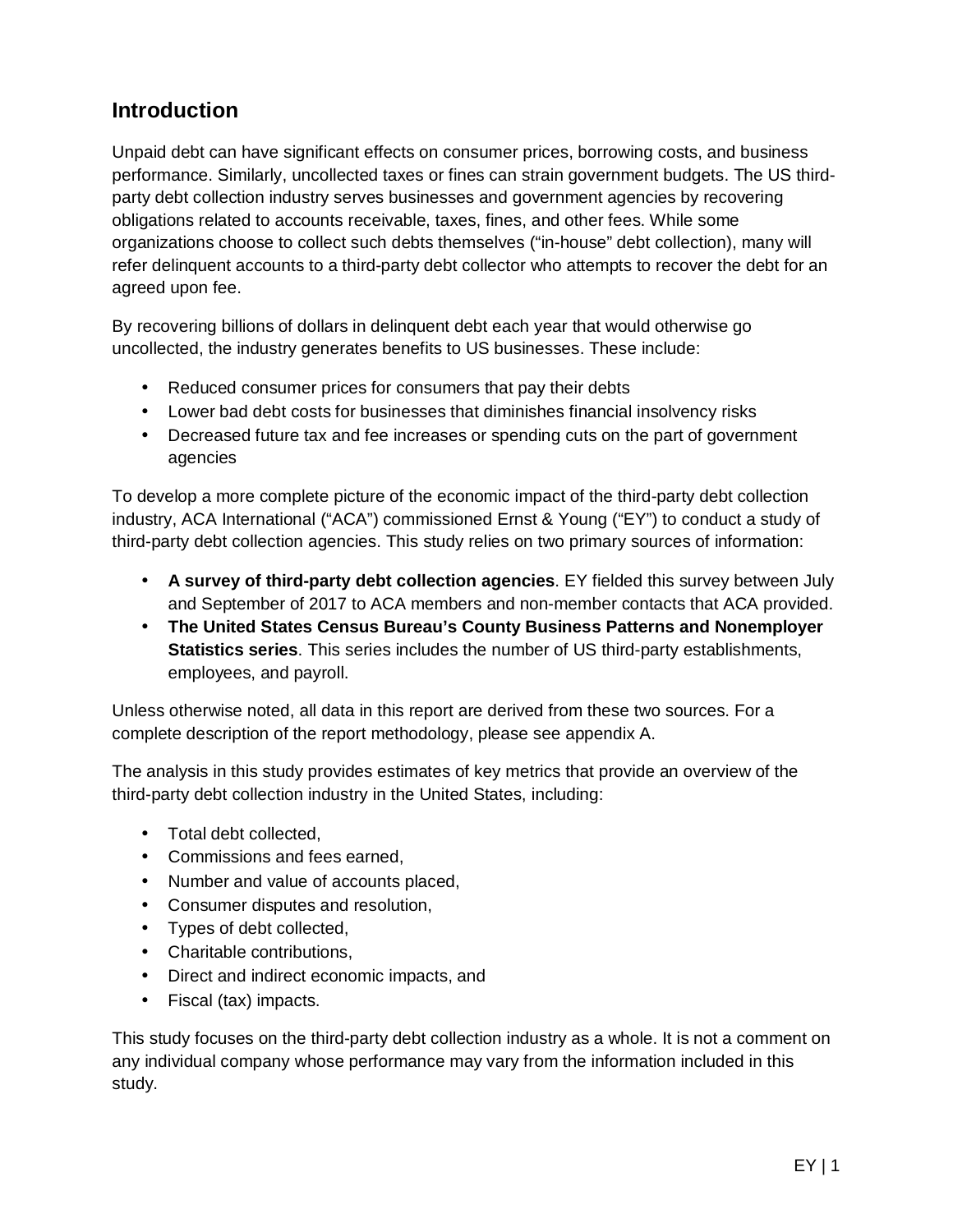## Introduction

Unpaid debt can have significant effects on consumer prices, borrowing costs, and business performance. Similarly, uncollected taxes or fines can strain government budgets. The US third-party debt collection industry serves businesses and government agencies by recovering obligations related to accounts receivable, taxes, fines, and other fees. While some organizations choose to collect such debts themselves ("in-house" debt collection), many will refer delinquent accounts to a third-party debt collector who attempts to recover the debt for an agreed upon fee.

By recovering billions of dollars in delinquent debt each year that would otherwise go uncollected, the industry generates benefits to US businesses. These include:

- Reduced consumer prices for consumers that pay their debts
- Lower bad debt costs for businesses that diminishes financial insolvency risks
- Decreased future tax and fee increases or spending cuts on the part of government agencies

To develop a more complete picture of the economic impact of the third-party debt collection industry, ACA International ("ACA") commissioned Ernst & Young ("EY") to conduct a study of third-party debt collection agencies. This study relies on two primary sources of information:

- **A survey of third-party debt collection agencies**. EY fielded this survey between July and September of 2017 to ACA members and non-member contacts that ACA provided.
- **The United States Census Bureau's County Business Patterns and Nonemployer Statistics series**. This series includes the number of US third-party establishments, employees, and payroll.

Unless otherwise noted, all data in this report are derived from these two sources. For a complete description of the report methodology, please see appendix A.

The analysis in this study provides estimates of key metrics that provide an overview of the third-party debt collection industry in the United States, including:

- Total debt collected,
- Commissions and fees earned,
- Number and value of accounts placed,
- Consumer disputes and resolution,
- Types of debt collected,
- Charitable contributions,
- Direct and indirect economic impacts, and
- Fiscal (tax) impacts.

This study focuses on the third-party debt collection industry as a whole. It is not a comment on any individual company whose performance may vary from the information included in this study.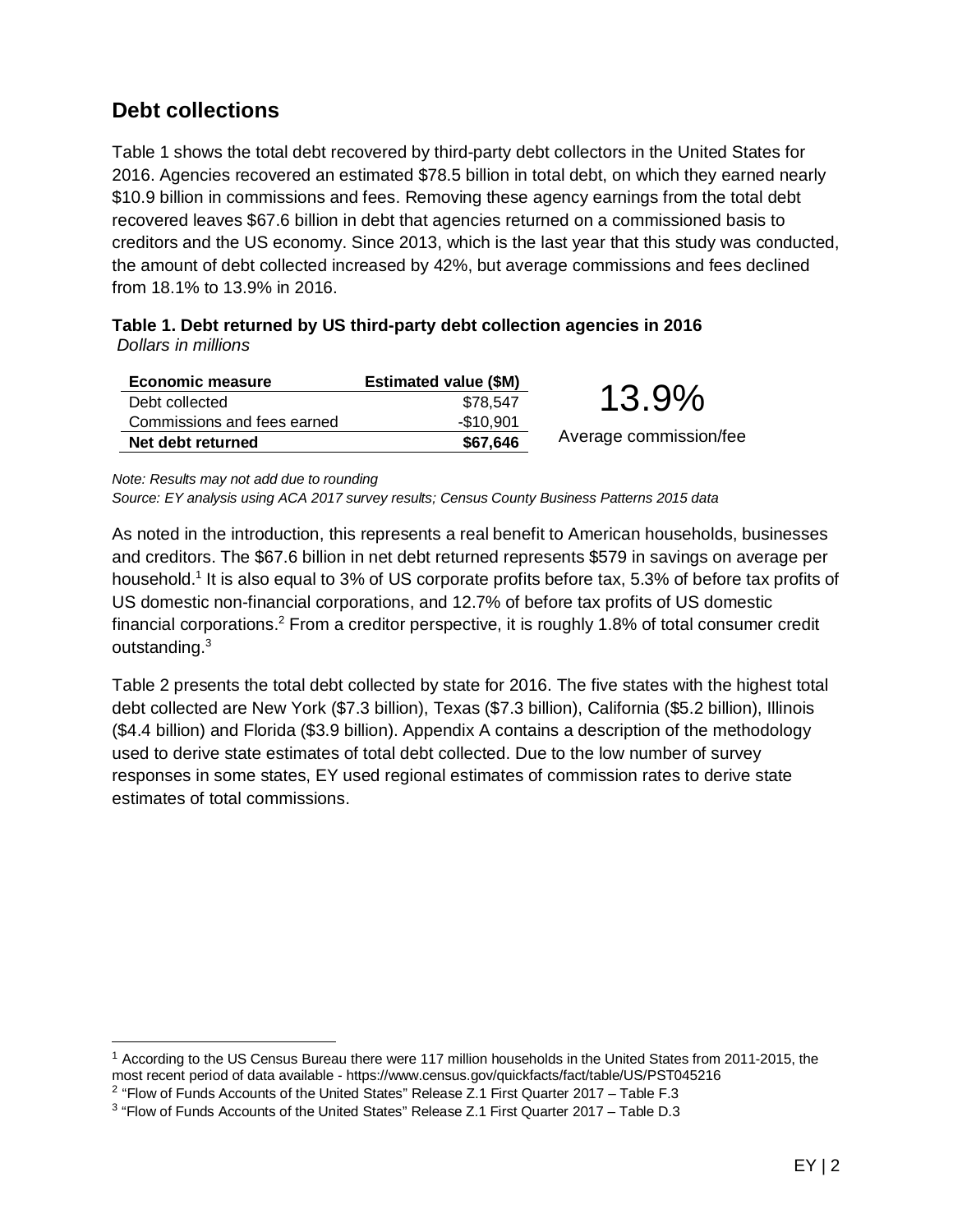## Debt collections

Table 1 shows the total debt recovered by third-party debt collectors in the United States for 2016. Agencies recovered an estimated $78.5 billion in total debt, on which they earned nearly $10.9 billion in commissions and fees. Removing these agency earnings from the total debt recovered leaves $67.6 billion in debt that agencies returned on a commissioned basis to creditors and the US economy. Since 2013, which is the last year that this study was conducted, the amount of debt collected increased by 42%, but average commissions and fees declined from 18.1% to 13.9% in 2016.

**Table 1. Debt returned by US third-party debt collection agencies in 2016**
*Dollars in millions*

| Economic measure | Estimated value ($M) |
|---|---|
| Debt collected | $78,547 |
| Commissions and fees earned | -$10,901 |
| **Net debt returned** | **$67,646** |

13.9%

Average commission/fee

*Note: Results may not add due to rounding*
*Source: EY analysis using ACA 2017 survey results; Census County Business Patterns 2015 data*

As noted in the introduction, this represents a real benefit to American households, businesses and creditors. The $67.6 billion in net debt returned represents $579 in savings on average per household.[1] It is also equal to 3% of US corporate profits before tax, 5.3% of before tax profits of US domestic non-financial corporations, and 12.7% of before tax profits of US domestic financial corporations.[2] From a creditor perspective, it is roughly 1.8% of total consumer credit outstanding.[3]

Table 2 presents the total debt collected by state for 2016. The five states with the highest total debt collected are New York ($7.3 billion), Texas ($7.3 billion), California ($5.2 billion), Illinois ($4.4 billion) and Florida ($3.9 billion). Appendix A contains a description of the methodology used to derive state estimates of total debt collected. Due to the low number of survey responses in some states, EY used regional estimates of commission rates to derive state estimates of total commissions.

[1] According to the US Census Bureau there were 117 million households in the United States from 2011-2015, the most recent period of data available - https://www.census.gov/quickfacts/fact/table/US/PST045216

[2] "Flow of Funds Accounts of the United States" Release Z.1 First Quarter 2017 – Table F.3

[3] "Flow of Funds Accounts of the United States" Release Z.1 First Quarter 2017 – Table D.3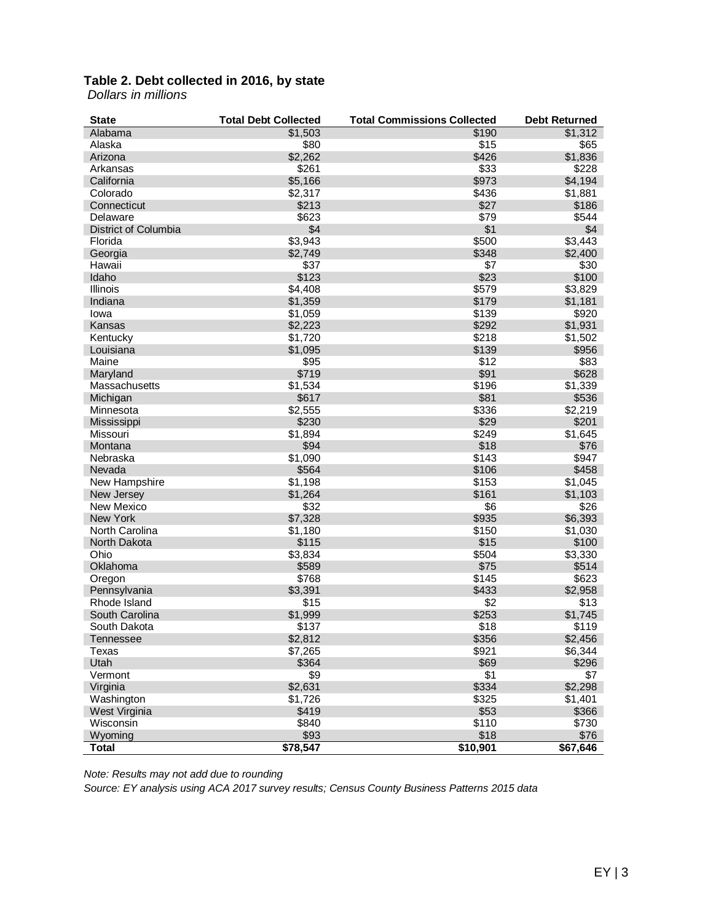**Table 2. Debt collected in 2016, by state**
*Dollars in millions*

| State | Total Debt Collected | Total Commissions Collected | Debt Returned |
|---|---|---|---|
| Alabama | $1,503 | $190 | $1,312 |
| Alaska | $80 | $15 | $65 |
| Arizona | $2,262 | $426 | $1,836 |
| Arkansas | $261 | $33 | $228 |
| California | $5,166 | $973 | $4,194 |
| Colorado | $2,317 | $436 | $1,881 |
| Connecticut | $213 | $27 | $186 |
| Delaware | $623 | $79 | $544 |
| District of Columbia | $4 | $1 | $4 |
| Florida | $3,943 | $500 | $3,443 |
| Georgia | $2,749 | $348 | $2,400 |
| Hawaii | $37 | $7 | $30 |
| Idaho | $123 | $23 | $100 |
| Illinois | $4,408 | $579 | $3,829 |
| Indiana | $1,359 | $179 | $1,181 |
| Iowa | $1,059 | $139 | $920 |
| Kansas | $2,223 | $292 | $1,931 |
| Kentucky | $1,720 | $218 | $1,502 |
| Louisiana | $1,095 | $139 | $956 |
| Maine | $95 | $12 | $83 |
| Maryland | $719 | $91 | $628 |
| Massachusetts | $1,534 | $196 | $1,339 |
| Michigan | $617 | $81 | $536 |
| Minnesota | $2,555 | $336 | $2,219 |
| Mississippi | $230 | $29 | $201 |
| Missouri | $1,894 | $249 | $1,645 |
| Montana | $94 | $18 | $76 |
| Nebraska | $1,090 | $143 | $947 |
| Nevada | $564 | $106 | $458 |
| New Hampshire | $1,198 | $153 | $1,045 |
| New Jersey | $1,264 | $161 | $1,103 |
| New Mexico | $32 | $6 | $26 |
| New York | $7,328 | $935 | $6,393 |
| North Carolina | $1,180 | $150 | $1,030 |
| North Dakota | $115 | $15 | $100 |
| Ohio | $3,834 | $504 | $3,330 |
| Oklahoma | $589 | $75 | $514 |
| Oregon | $768 | $145 | $623 |
| Pennsylvania | $3,391 | $433 | $2,958 |
| Rhode Island | $15 | $2 | $13 |
| South Carolina | $1,999 | $253 | $1,745 |
| South Dakota | $137 | $18 | $119 |
| Tennessee | $2,812 | $356 | $2,456 |
| Texas | $7,265 | $921 | $6,344 |
| Utah | $364 | $69 | $296 |
| Vermont | $9 | $1 | $7 |
| Virginia | $2,631 | $334 | $2,298 |
| Washington | $1,726 | $325 | $1,401 |
| West Virginia | $419 | $53 | $366 |
| Wisconsin | $840 | $110 | $730 |
| Wyoming | $93 | $18 | $76 |
| **Total** | **$78,547** | **$10,901** | **$67,646** |

*Note: Results may not add due to rounding*

*Source: EY analysis using ACA 2017 survey results; Census County Business Patterns 2015 data*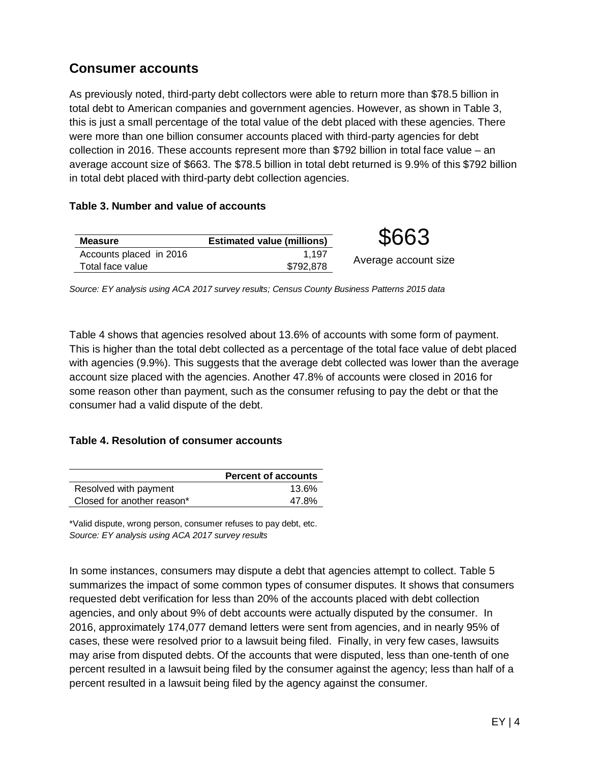## Consumer accounts

As previously noted, third-party debt collectors were able to return more than $78.5 billion in total debt to American companies and government agencies. However, as shown in Table 3, this is just a small percentage of the total value of the debt placed with these agencies. There were more than one billion consumer accounts placed with third-party agencies for debt collection in 2016. These accounts represent more than $792 billion in total face value – an average account size of $663. The $78.5 billion in total debt returned is 9.9% of this $792 billion in total debt placed with third-party debt collection agencies.

**Table 3. Number and value of accounts**

| Measure | Estimated value (millions) |
|---|---|
| Accounts placed in 2016 | 1,197 |
| Total face value | $792,878 |

$663

Average account size

*Source: EY analysis using ACA 2017 survey results; Census County Business Patterns 2015 data*

Table 4 shows that agencies resolved about 13.6% of accounts with some form of payment. This is higher than the total debt collected as a percentage of the total face value of debt placed with agencies (9.9%). This suggests that the average debt collected was lower than the average account size placed with the agencies. Another 47.8% of accounts were closed in 2016 for some reason other than payment, such as the consumer refusing to pay the debt or that the consumer had a valid dispute of the debt.

**Table 4. Resolution of consumer accounts**

| | Percent of accounts |
|---|---|
| Resolved with payment | 13.6% |
| Closed for another reason* | 47.8% |

*Valid dispute, wrong person, consumer refuses to pay debt, etc.
*Source: EY analysis using ACA 2017 survey results*

In some instances, consumers may dispute a debt that agencies attempt to collect. Table 5 summarizes the impact of some common types of consumer disputes. It shows that consumers requested debt verification for less than 20% of the accounts placed with debt collection agencies, and only about 9% of debt accounts were actually disputed by the consumer. In 2016, approximately 174,077 demand letters were sent from agencies, and in nearly 95% of cases, these were resolved prior to a lawsuit being filed. Finally, in very few cases, lawsuits may arise from disputed debts. Of the accounts that were disputed, less than one-tenth of one percent resulted in a lawsuit being filed by the consumer against the agency; less than half of a percent resulted in a lawsuit being filed by the agency against the consumer.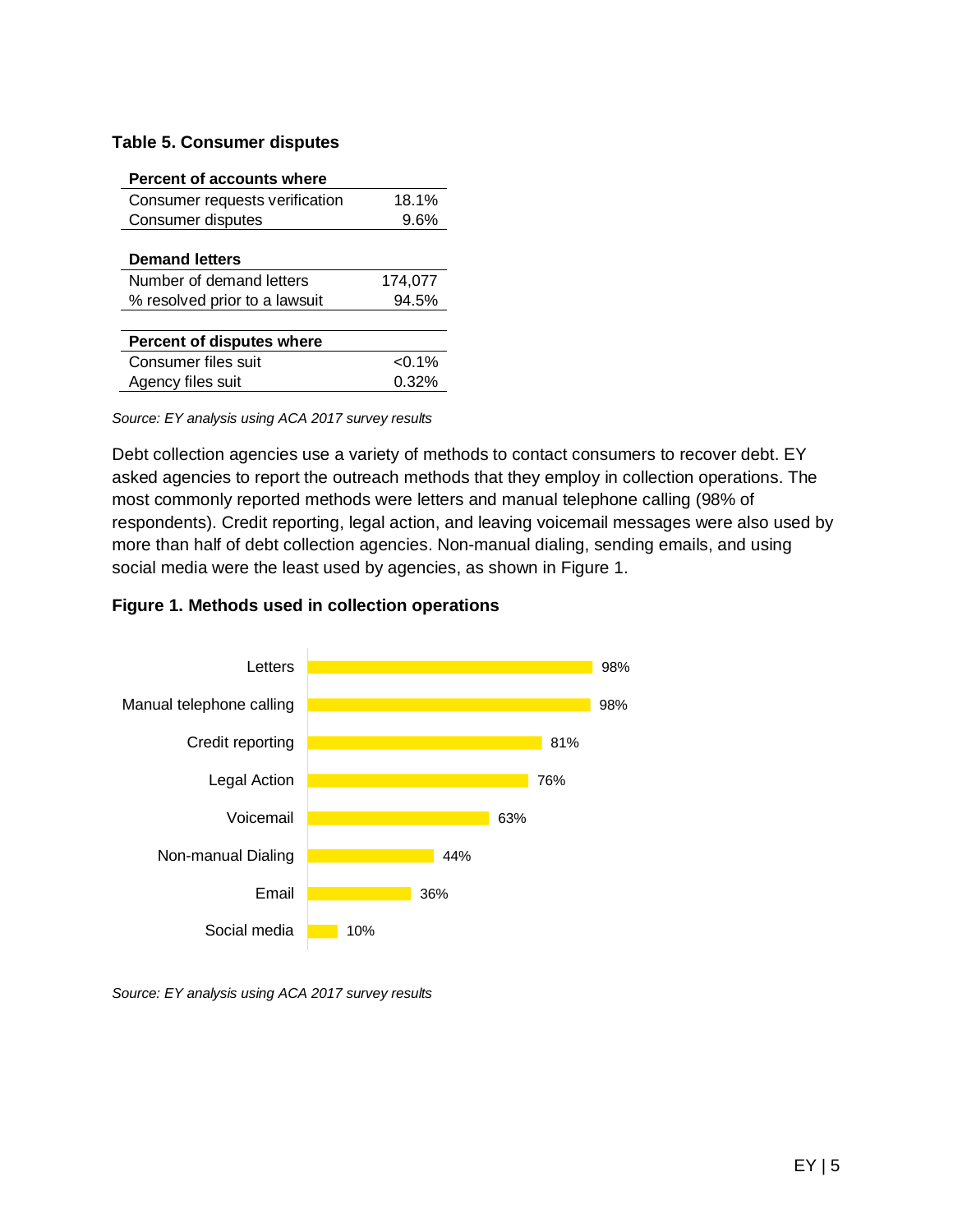**Table 5. Consumer disputes**

| Percent of accounts where | |
|---|---|
| Consumer requests verification | 18.1% |
| Consumer disputes | 9.6% |
| **Demand letters** | |
| Number of demand letters | 174,077 |
| % resolved prior to a lawsuit | 94.5% |
| **Percent of disputes where** | |
| Consumer files suit | <0.1% |
| Agency files suit | 0.32% |

*Source: EY analysis using ACA 2017 survey results*

Debt collection agencies use a variety of methods to contact consumers to recover debt. EY asked agencies to report the outreach methods that they employ in collection operations. The most commonly reported methods were letters and manual telephone calling (98% of respondents). Credit reporting, legal action, and leaving voicemail messages were also used by more than half of debt collection agencies. Non-manual dialing, sending emails, and using social media were the least used by agencies, as shown in Figure 1.

**Figure 1. Methods used in collection operations**

| Method | Percent |
|---|---|
| Letters | 98% |
| Manual telephone calling | 98% |
| Credit reporting | 81% |
| Legal Action | 76% |
| Voicemail | 63% |
| Non-manual Dialing | 44% |
| Email | 36% |
| Social media | 10% |

*Source: EY analysis using ACA 2017 survey results*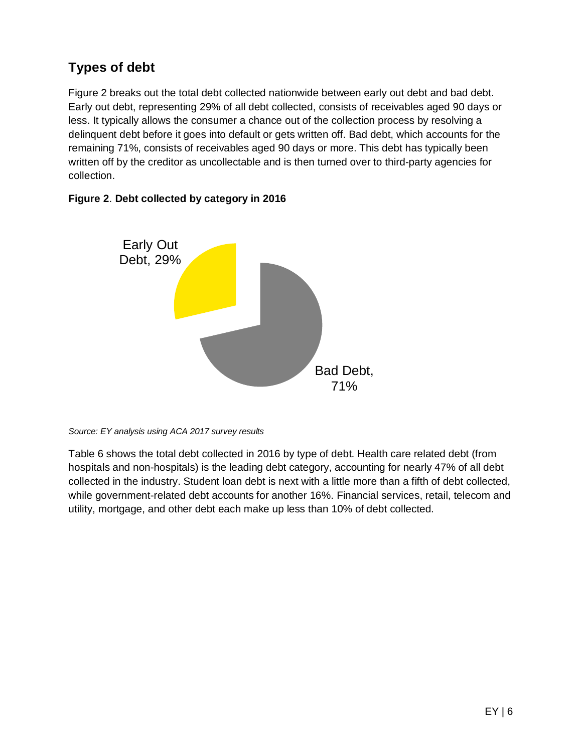## Types of debt

Figure 2 breaks out the total debt collected nationwide between early out debt and bad debt. Early out debt, representing 29% of all debt collected, consists of receivables aged 90 days or less. It typically allows the consumer a chance out of the collection process by resolving a delinquent debt before it goes into default or gets written off. Bad debt, which accounts for the remaining 71%, consists of receivables aged 90 days or more. This debt has typically been written off by the creditor as uncollectable and is then turned over to third-party agencies for collection.

**Figure 2**. **Debt collected by category in 2016**

Early Out Debt, 29%

Bad Debt, 71%

*Source: EY analysis using ACA 2017 survey results*

Table 6 shows the total debt collected in 2016 by type of debt. Health care related debt (from hospitals and non-hospitals) is the leading debt category, accounting for nearly 47% of all debt collected in the industry. Student loan debt is next with a little more than a fifth of debt collected, while government-related debt accounts for another 16%. Financial services, retail, telecom and utility, mortgage, and other debt each make up less than 10% of debt collected.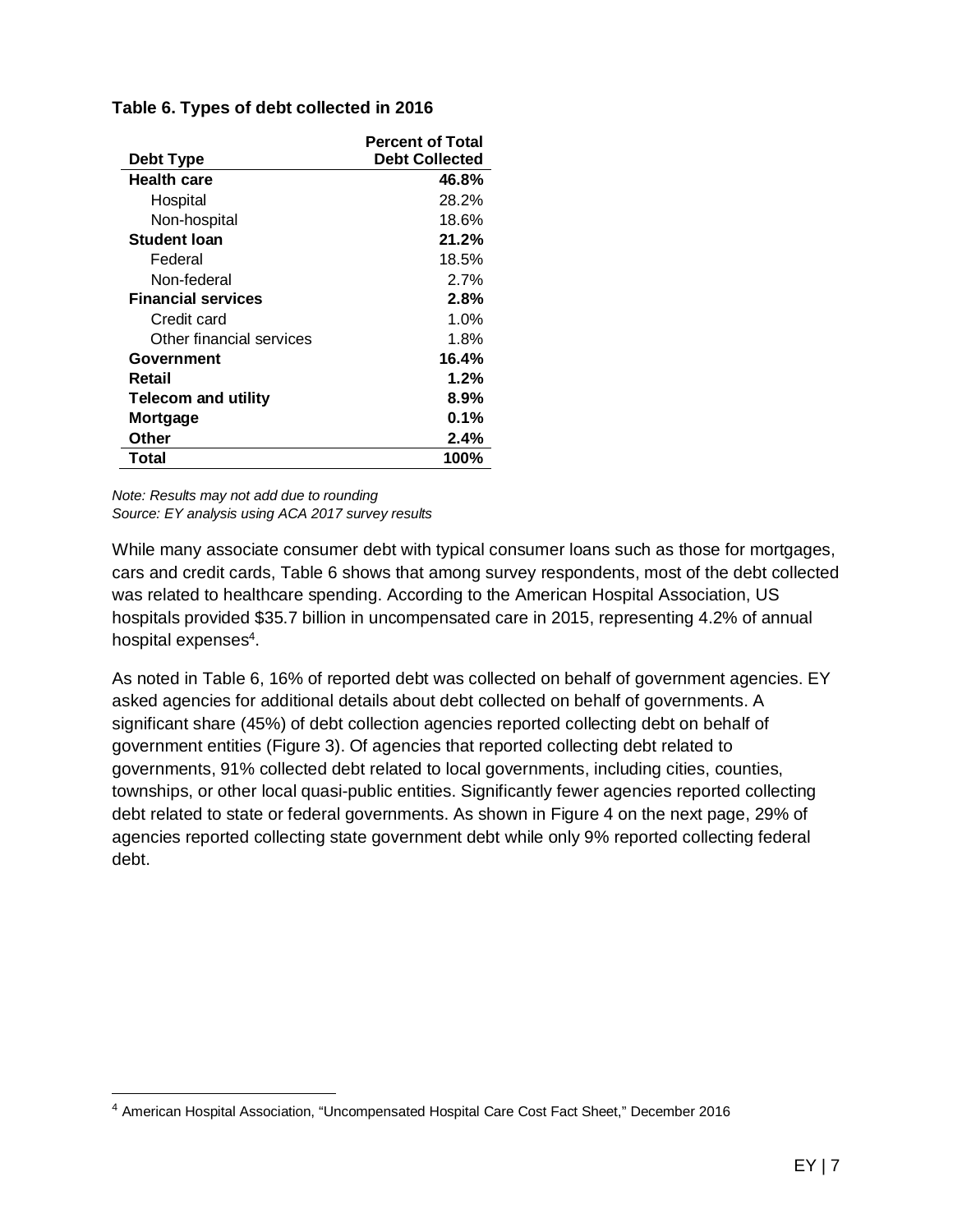**Table 6. Types of debt collected in 2016**

| Debt Type | Percent of Total Debt Collected |
|---|---|
| **Health care** | **46.8%** |
| Hospital | 28.2% |
| Non-hospital | 18.6% |
| **Student loan** | **21.2%** |
| Federal | 18.5% |
| Non-federal | 2.7% |
| **Financial services** | **2.8%** |
| Credit card | 1.0% |
| Other financial services | 1.8% |
| **Government** | **16.4%** |
| **Retail** | **1.2%** |
| **Telecom and utility** | **8.9%** |
| **Mortgage** | **0.1%** |
| **Other** | **2.4%** |
| **Total** | **100%** |

*Note: Results may not add due to rounding*
*Source: EY analysis using ACA 2017 survey results*

While many associate consumer debt with typical consumer loans such as those for mortgages, cars and credit cards, Table 6 shows that among survey respondents, most of the debt collected was related to healthcare spending. According to the American Hospital Association, US hospitals provided $35.7 billion in uncompensated care in 2015, representing 4.2% of annual hospital expenses[4].

As noted in Table 6, 16% of reported debt was collected on behalf of government agencies. EY asked agencies for additional details about debt collected on behalf of governments. A significant share (45%) of debt collection agencies reported collecting debt on behalf of government entities (Figure 3). Of agencies that reported collecting debt related to governments, 91% collected debt related to local governments, including cities, counties, townships, or other local quasi-public entities. Significantly fewer agencies reported collecting debt related to state or federal governments. As shown in Figure 4 on the next page, 29% of agencies reported collecting state government debt while only 9% reported collecting federal debt.

[4] American Hospital Association, "Uncompensated Hospital Care Cost Fact Sheet," December 2016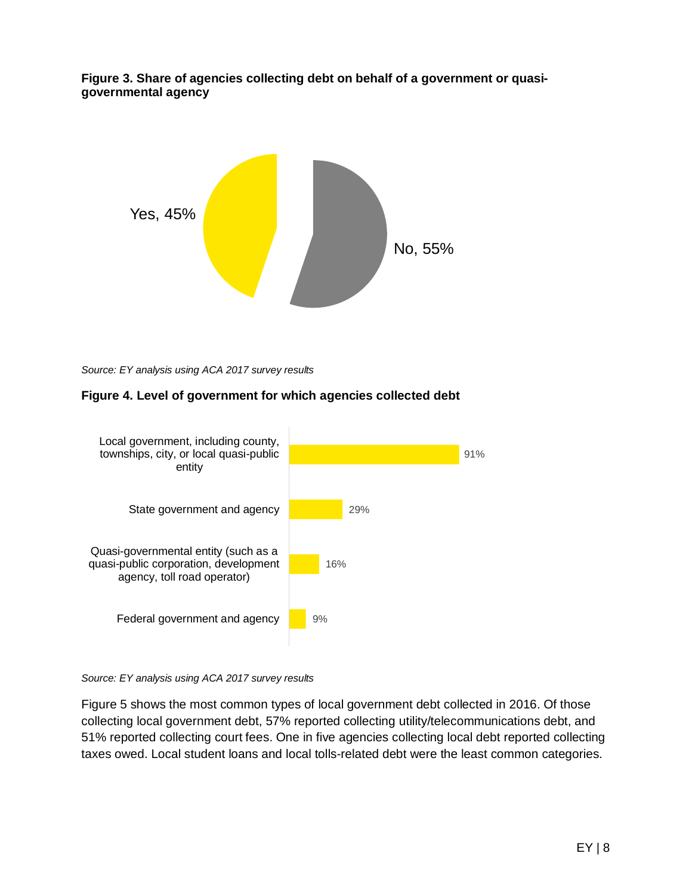**Figure 3. Share of agencies collecting debt on behalf of a government or quasi-governmental agency**

Yes, 45%

No, 55%

*Source: EY analysis using ACA 2017 survey results*

**Figure 4. Level of government for which agencies collected debt**

| Level of government | Share |
|---|---|
| Local government, including county, townships, city, or local quasi-public entity | 91% |
| State government and agency | 29% |
| Quasi-governmental entity (such as a quasi-public corporation, development agency, toll road operator) | 16% |
| Federal government and agency | 9% |

*Source: EY analysis using ACA 2017 survey results*

Figure 5 shows the most common types of local government debt collected in 2016. Of those collecting local government debt, 57% reported collecting utility/telecommunications debt, and 51% reported collecting court fees. One in five agencies collecting local debt reported collecting taxes owed. Local student loans and local tolls-related debt were the least common categories.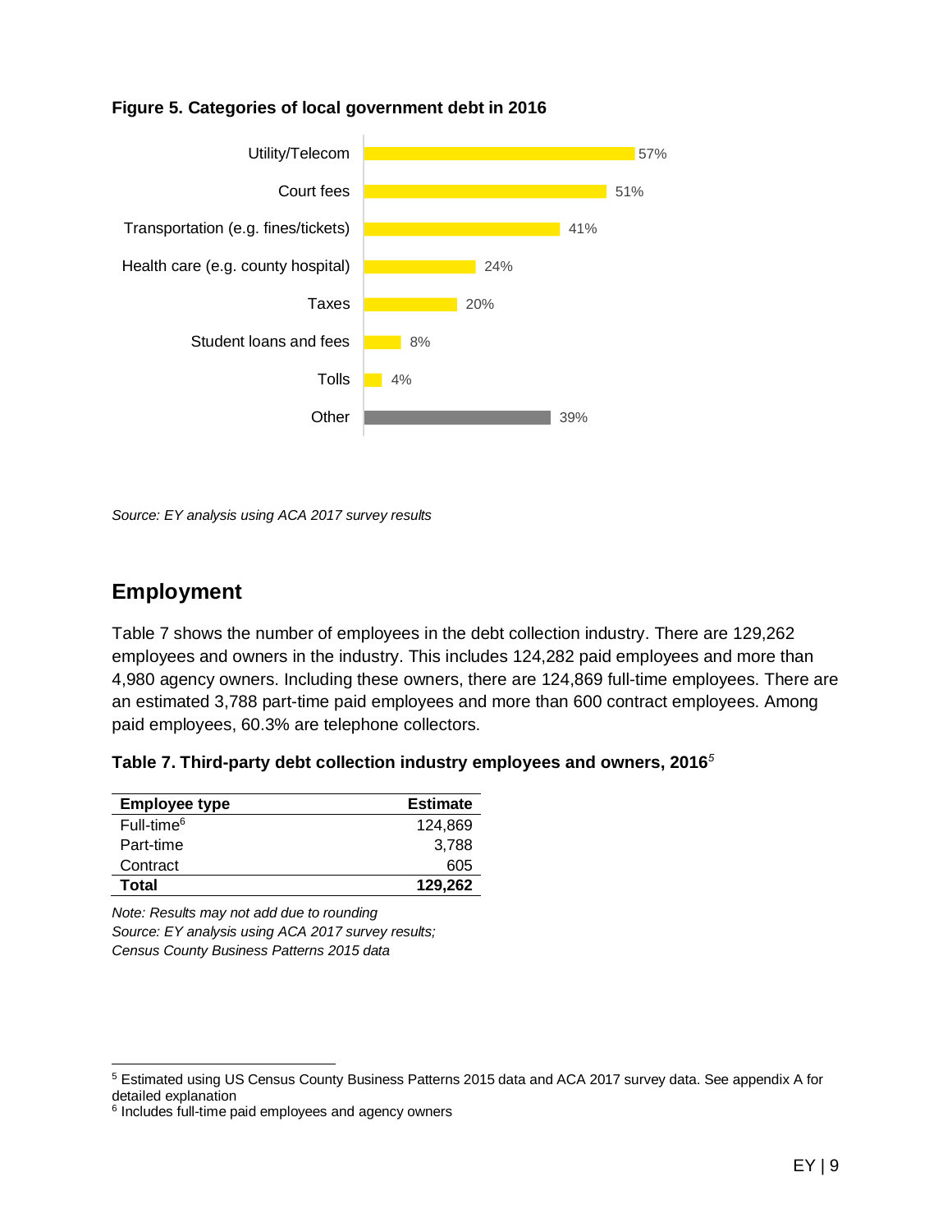**Figure 5. Categories of local government debt in 2016**

| Category | Percentage |
|---|---|
| Utility/Telecom | 57% |
| Court fees | 51% |
| Transportation (e.g. fines/tickets) | 41% |
| Health care (e.g. county hospital) | 24% |
| Taxes | 20% |
| Student loans and fees | 8% |
| Tolls | 4% |
| Other | 39% |

*Source: EY analysis using ACA 2017 survey results*

## Employment

Table 7 shows the number of employees in the debt collection industry. There are 129,262 employees and owners in the industry. This includes 124,282 paid employees and more than 4,980 agency owners. Including these owners, there are 124,869 full-time employees. There are an estimated 3,788 part-time paid employees and more than 600 contract employees. Among paid employees, 60.3% are telephone collectors.

**Table 7. Third-party debt collection industry employees and owners, 2016**[5]

| Employee type | Estimate |
|---|---|
| Full-time[6] | 124,869 |
| Part-time | 3,788 |
| Contract | 605 |
| **Total** | **129,262** |

*Note: Results may not add due to rounding*
*Source: EY analysis using ACA 2017 survey results; Census County Business Patterns 2015 data*

[5] Estimated using US Census County Business Patterns 2015 data and ACA 2017 survey data. See appendix A for detailed explanation

[6] Includes full-time paid employees and agency owners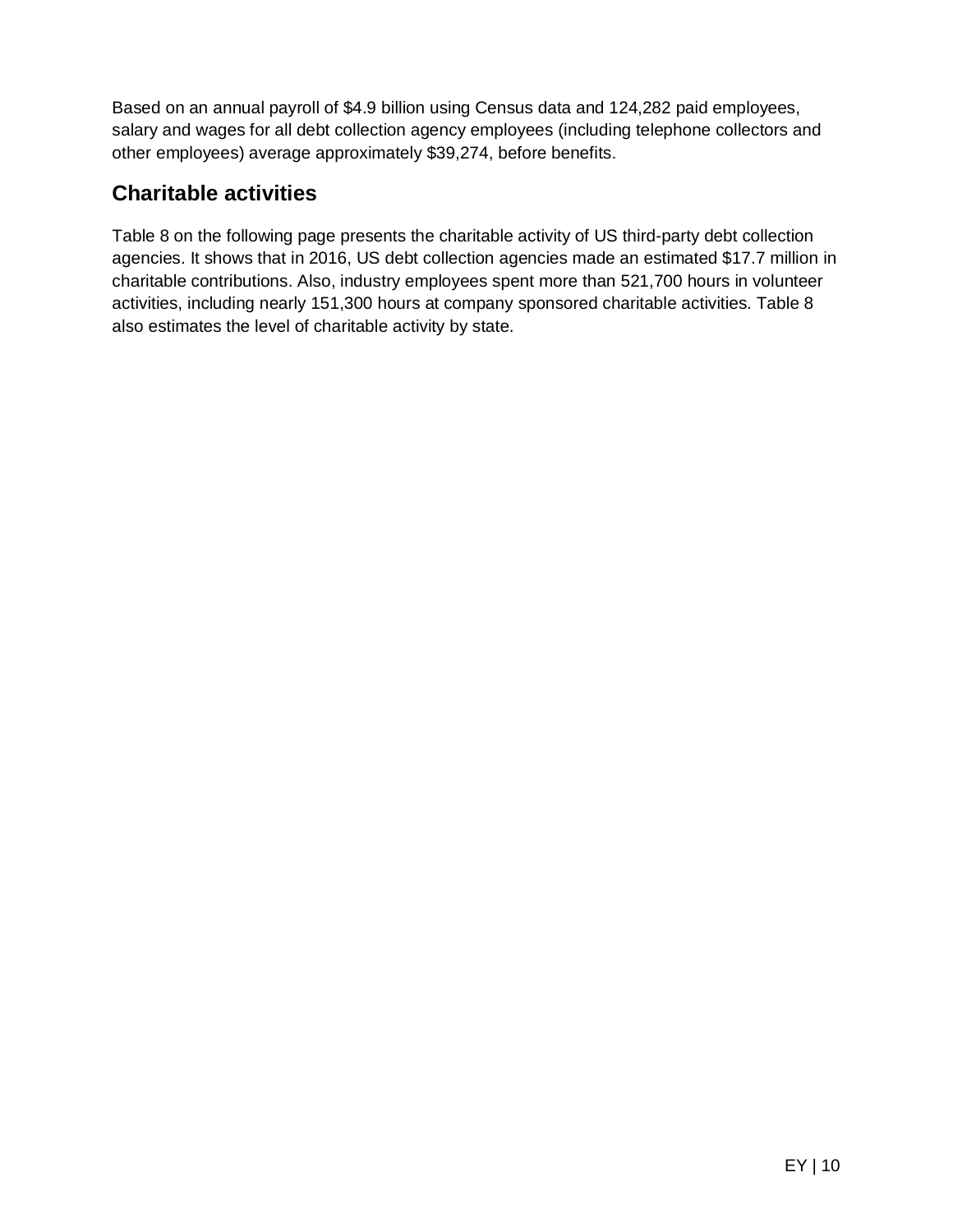Based on an annual payroll of $4.9 billion using Census data and 124,282 paid employees, salary and wages for all debt collection agency employees (including telephone collectors and other employees) average approximately $39,274, before benefits.

## Charitable activities

Table 8 on the following page presents the charitable activity of US third-party debt collection agencies. It shows that in 2016, US debt collection agencies made an estimated $17.7 million in charitable contributions. Also, industry employees spent more than 521,700 hours in volunteer activities, including nearly 151,300 hours at company sponsored charitable activities. Table 8 also estimates the level of charitable activity by state.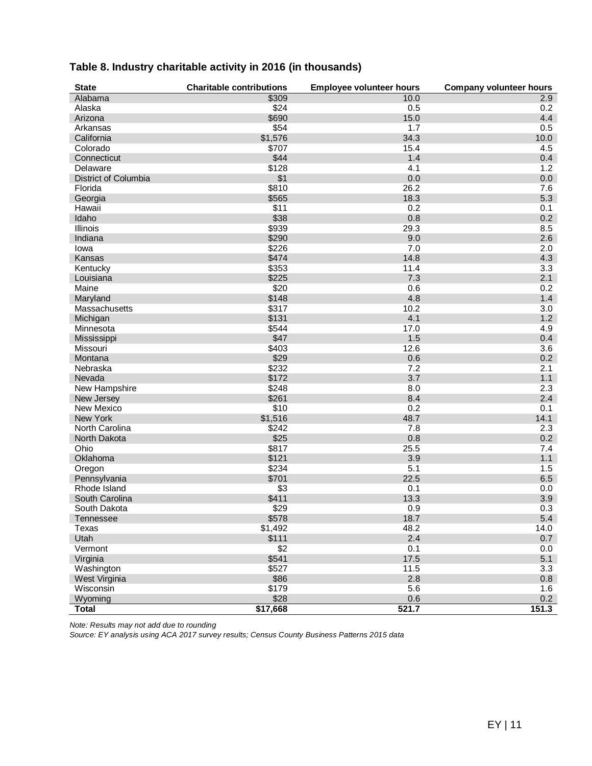### Table 8. Industry charitable activity in 2016 (in thousands)

| State | Charitable contributions | Employee volunteer hours | Company volunteer hours |
|---|---|---|---|
| Alabama | $309 | 10.0 | 2.9 |
| Alaska | $24 | 0.5 | 0.2 |
| Arizona | $690 | 15.0 | 4.4 |
| Arkansas | $54 | 1.7 | 0.5 |
| California | $1,576 | 34.3 | 10.0 |
| Colorado | $707 | 15.4 | 4.5 |
| Connecticut | $44 | 1.4 | 0.4 |
| Delaware | $128 | 4.1 | 1.2 |
| District of Columbia | $1 | 0.0 | 0.0 |
| Florida | $810 | 26.2 | 7.6 |
| Georgia | $565 | 18.3 | 5.3 |
| Hawaii | $11 | 0.2 | 0.1 |
| Idaho | $38 | 0.8 | 0.2 |
| Illinois | $939 | 29.3 | 8.5 |
| Indiana | $290 | 9.0 | 2.6 |
| Iowa | $226 | 7.0 | 2.0 |
| Kansas | $474 | 14.8 | 4.3 |
| Kentucky | $353 | 11.4 | 3.3 |
| Louisiana | $225 | 7.3 | 2.1 |
| Maine | $20 | 0.6 | 0.2 |
| Maryland | $148 | 4.8 | 1.4 |
| Massachusetts | $317 | 10.2 | 3.0 |
| Michigan | $131 | 4.1 | 1.2 |
| Minnesota | $544 | 17.0 | 4.9 |
| Mississippi | $47 | 1.5 | 0.4 |
| Missouri | $403 | 12.6 | 3.6 |
| Montana | $29 | 0.6 | 0.2 |
| Nebraska | $232 | 7.2 | 2.1 |
| Nevada | $172 | 3.7 | 1.1 |
| New Hampshire | $248 | 8.0 | 2.3 |
| New Jersey | $261 | 8.4 | 2.4 |
| New Mexico | $10 | 0.2 | 0.1 |
| New York | $1,516 | 48.7 | 14.1 |
| North Carolina | $242 | 7.8 | 2.3 |
| North Dakota | $25 | 0.8 | 0.2 |
| Ohio | $817 | 25.5 | 7.4 |
| Oklahoma | $121 | 3.9 | 1.1 |
| Oregon | $234 | 5.1 | 1.5 |
| Pennsylvania | $701 | 22.5 | 6.5 |
| Rhode Island | $3 | 0.1 | 0.0 |
| South Carolina | $411 | 13.3 | 3.9 |
| South Dakota | $29 | 0.9 | 0.3 |
| Tennessee | $578 | 18.7 | 5.4 |
| Texas | $1,492 | 48.2 | 14.0 |
| Utah | $111 | 2.4 | 0.7 |
| Vermont | $2 | 0.1 | 0.0 |
| Virginia | $541 | 17.5 | 5.1 |
| Washington | $527 | 11.5 | 3.3 |
| West Virginia | $86 | 2.8 | 0.8 |
| Wisconsin | $179 | 5.6 | 1.6 |
| Wyoming | $28 | 0.6 | 0.2 |
| **Total** | **$17,668** | **521.7** | **151.3** |

*Note: Results may not add due to rounding*
*Source: EY analysis using ACA 2017 survey results; Census County Business Patterns 2015 data*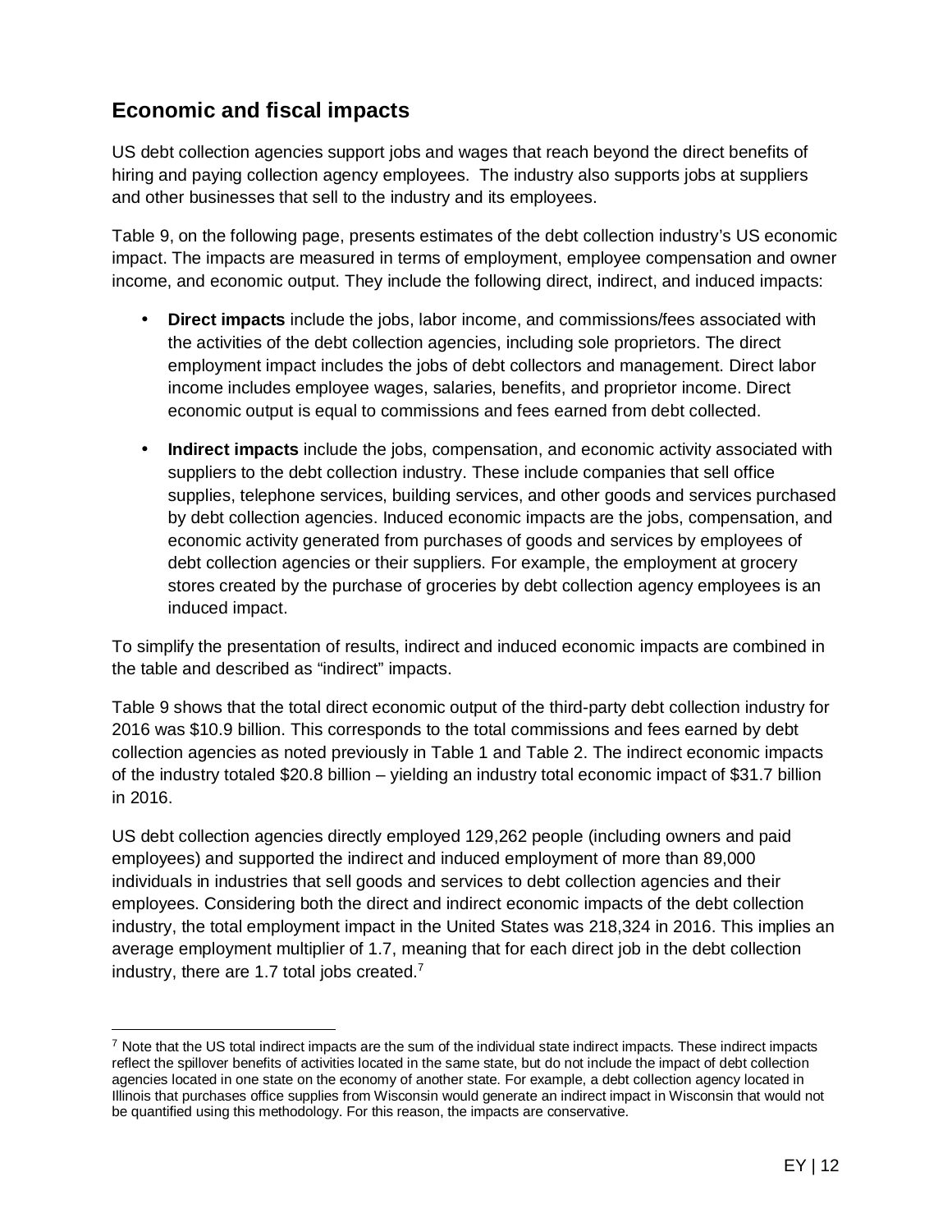## Economic and fiscal impacts

US debt collection agencies support jobs and wages that reach beyond the direct benefits of hiring and paying collection agency employees. The industry also supports jobs at suppliers and other businesses that sell to the industry and its employees.

Table 9, on the following page, presents estimates of the debt collection industry's US economic impact. The impacts are measured in terms of employment, employee compensation and owner income, and economic output. They include the following direct, indirect, and induced impacts:

- **Direct impacts** include the jobs, labor income, and commissions/fees associated with the activities of the debt collection agencies, including sole proprietors. The direct employment impact includes the jobs of debt collectors and management. Direct labor income includes employee wages, salaries, benefits, and proprietor income. Direct economic output is equal to commissions and fees earned from debt collected.
- **Indirect impacts** include the jobs, compensation, and economic activity associated with suppliers to the debt collection industry. These include companies that sell office supplies, telephone services, building services, and other goods and services purchased by debt collection agencies. Induced economic impacts are the jobs, compensation, and economic activity generated from purchases of goods and services by employees of debt collection agencies or their suppliers. For example, the employment at grocery stores created by the purchase of groceries by debt collection agency employees is an induced impact.

To simplify the presentation of results, indirect and induced economic impacts are combined in the table and described as "indirect" impacts.

Table 9 shows that the total direct economic output of the third-party debt collection industry for 2016 was $10.9 billion. This corresponds to the total commissions and fees earned by debt collection agencies as noted previously in Table 1 and Table 2. The indirect economic impacts of the industry totaled $20.8 billion – yielding an industry total economic impact of $31.7 billion in 2016.

US debt collection agencies directly employed 129,262 people (including owners and paid employees) and supported the indirect and induced employment of more than 89,000 individuals in industries that sell goods and services to debt collection agencies and their employees. Considering both the direct and indirect economic impacts of the debt collection industry, the total employment impact in the United States was 218,324 in 2016. This implies an average employment multiplier of 1.7, meaning that for each direct job in the debt collection industry, there are 1.7 total jobs created.[7]

[7] Note that the US total indirect impacts are the sum of the individual state indirect impacts. These indirect impacts reflect the spillover benefits of activities located in the same state, but do not include the impact of debt collection agencies located in one state on the economy of another state. For example, a debt collection agency located in Illinois that purchases office supplies from Wisconsin would generate an indirect impact in Wisconsin that would not be quantified using this methodology. For this reason, the impacts are conservative.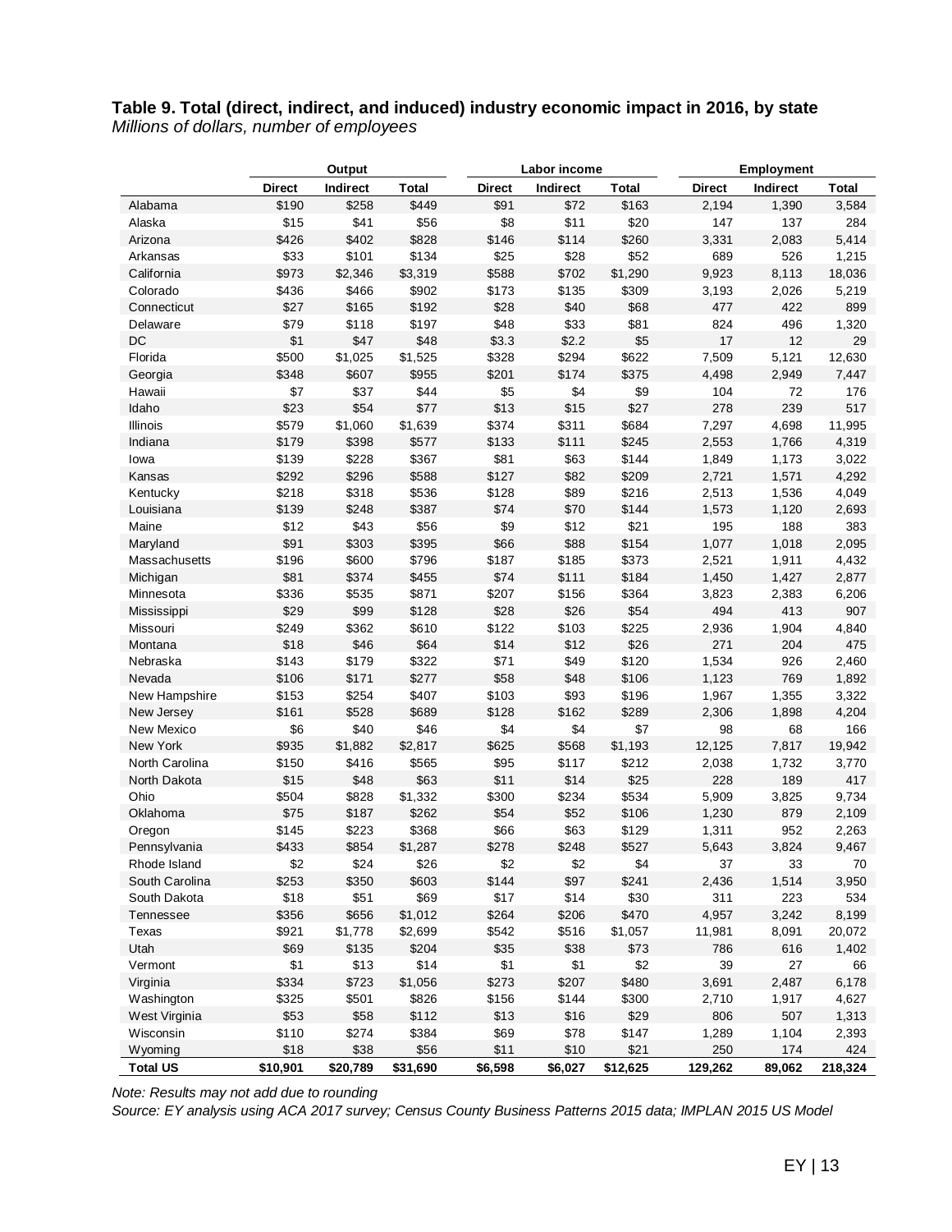**Table 9. Total (direct, indirect, and induced) industry economic impact in 2016, by state**
*Millions of dollars, number of employees*

| | Output | | | Labor income | | | Employment | | |
|---|---|---|---|---|---|---|---|---|---|
| | Direct | Indirect | Total | Direct | Indirect | Total | Direct | Indirect | Total |
| Alabama | $190 | $258 | $449 | $91 | $72 | $163 | 2,194 | 1,390 | 3,584 |
| Alaska | $15 | $41 | $56 | $8 | $11 | $20 | 147 | 137 | 284 |
| Arizona | $426 | $402 | $828 | $146 | $114 | $260 | 3,331 | 2,083 | 5,414 |
| Arkansas | $33 | $101 | $134 | $25 | $28 | $52 | 689 | 526 | 1,215 |
| California | $973 | $2,346 | $3,319 | $588 | $702 | $1,290 | 9,923 | 8,113 | 18,036 |
| Colorado | $436 | $466 | $902 | $173 | $135 | $309 | 3,193 | 2,026 | 5,219 |
| Connecticut | $27 | $165 | $192 | $28 | $40 | $68 | 477 | 422 | 899 |
| Delaware | $79 | $118 | $197 | $48 | $33 | $81 | 824 | 496 | 1,320 |
| DC | $1 | $47 | $48 | $3.3 | $2.2 | $5 | 17 | 12 | 29 |
| Florida | $500 | $1,025 | $1,525 | $328 | $294 | $622 | 7,509 | 5,121 | 12,630 |
| Georgia | $348 | $607 | $955 | $201 | $174 | $375 | 4,498 | 2,949 | 7,447 |
| Hawaii | $7 | $37 | $44 | $5 | $4 | $9 | 104 | 72 | 176 |
| Idaho | $23 | $54 | $77 | $13 | $15 | $27 | 278 | 239 | 517 |
| Illinois | $579 | $1,060 | $1,639 | $374 | $311 | $684 | 7,297 | 4,698 | 11,995 |
| Indiana | $179 | $398 | $577 | $133 | $111 | $245 | 2,553 | 1,766 | 4,319 |
| Iowa | $139 | $228 | $367 | $81 | $63 | $144 | 1,849 | 1,173 | 3,022 |
| Kansas | $292 | $296 | $588 | $127 | $82 | $209 | 2,721 | 1,571 | 4,292 |
| Kentucky | $218 | $318 | $536 | $128 | $89 | $216 | 2,513 | 1,536 | 4,049 |
| Louisiana | $139 | $248 | $387 | $74 | $70 | $144 | 1,573 | 1,120 | 2,693 |
| Maine | $12 | $43 | $56 | $9 | $12 | $21 | 195 | 188 | 383 |
| Maryland | $91 | $303 | $395 | $66 | $88 | $154 | 1,077 | 1,018 | 2,095 |
| Massachusetts | $196 | $600 | $796 | $187 | $185 | $373 | 2,521 | 1,911 | 4,432 |
| Michigan | $81 | $374 | $455 | $74 | $111 | $184 | 1,450 | 1,427 | 2,877 |
| Minnesota | $336 | $535 | $871 | $207 | $156 | $364 | 3,823 | 2,383 | 6,206 |
| Mississippi | $29 | $99 | $128 | $28 | $26 | $54 | 494 | 413 | 907 |
| Missouri | $249 | $362 | $610 | $122 | $103 | $225 | 2,936 | 1,904 | 4,840 |
| Montana | $18 | $46 | $64 | $14 | $12 | $26 | 271 | 204 | 475 |
| Nebraska | $143 | $179 | $322 | $71 | $49 | $120 | 1,534 | 926 | 2,460 |
| Nevada | $106 | $171 | $277 | $58 | $48 | $106 | 1,123 | 769 | 1,892 |
| New Hampshire | $153 | $254 | $407 | $103 | $93 | $196 | 1,967 | 1,355 | 3,322 |
| New Jersey | $161 | $528 | $689 | $128 | $162 | $289 | 2,306 | 1,898 | 4,204 |
| New Mexico | $6 | $40 | $46 | $4 | $4 | $7 | 98 | 68 | 166 |
| New York | $935 | $1,882 | $2,817 | $625 | $568 | $1,193 | 12,125 | 7,817 | 19,942 |
| North Carolina | $150 | $416 | $565 | $95 | $117 | $212 | 2,038 | 1,732 | 3,770 |
| North Dakota | $15 | $48 | $63 | $11 | $14 | $25 | 228 | 189 | 417 |
| Ohio | $504 | $828 | $1,332 | $300 | $234 | $534 | 5,909 | 3,825 | 9,734 |
| Oklahoma | $75 | $187 | $262 | $54 | $52 | $106 | 1,230 | 879 | 2,109 |
| Oregon | $145 | $223 | $368 | $66 | $63 | $129 | 1,311 | 952 | 2,263 |
| Pennsylvania | $433 | $854 | $1,287 | $278 | $248 | $527 | 5,643 | 3,824 | 9,467 |
| Rhode Island | $2 | $24 | $26 | $2 | $2 | $4 | 37 | 33 | 70 |
| South Carolina | $253 | $350 | $603 | $144 | $97 | $241 | 2,436 | 1,514 | 3,950 |
| South Dakota | $18 | $51 | $69 | $17 | $14 | $30 | 311 | 223 | 534 |
| Tennessee | $356 | $656 | $1,012 | $264 | $206 | $470 | 4,957 | 3,242 | 8,199 |
| Texas | $921 | $1,778 | $2,699 | $542 | $516 | $1,057 | 11,981 | 8,091 | 20,072 |
| Utah | $69 | $135 | $204 | $35 | $38 | $73 | 786 | 616 | 1,402 |
| Vermont | $1 | $13 | $14 | $1 | $1 | $2 | 39 | 27 | 66 |
| Virginia | $334 | $723 | $1,056 | $273 | $207 | $480 | 3,691 | 2,487 | 6,178 |
| Washington | $325 | $501 | $826 | $156 | $144 | $300 | 2,710 | 1,917 | 4,627 |
| West Virginia | $53 | $58 | $112 | $13 | $16 | $29 | 806 | 507 | 1,313 |
| Wisconsin | $110 | $274 | $384 | $69 | $78 | $147 | 1,289 | 1,104 | 2,393 |
| Wyoming | $18 | $38 | $56 | $11 | $10 | $21 | 250 | 174 | 424 |
| **Total US** | **$10,901** | **$20,789** | **$31,690** | **$6,598** | **$6,027** | **$12,625** | **129,262** | **89,062** | **218,324** |

*Note: Results may not add due to rounding*
*Source: EY analysis using ACA 2017 survey; Census County Business Patterns 2015 data; IMPLAN 2015 US Model*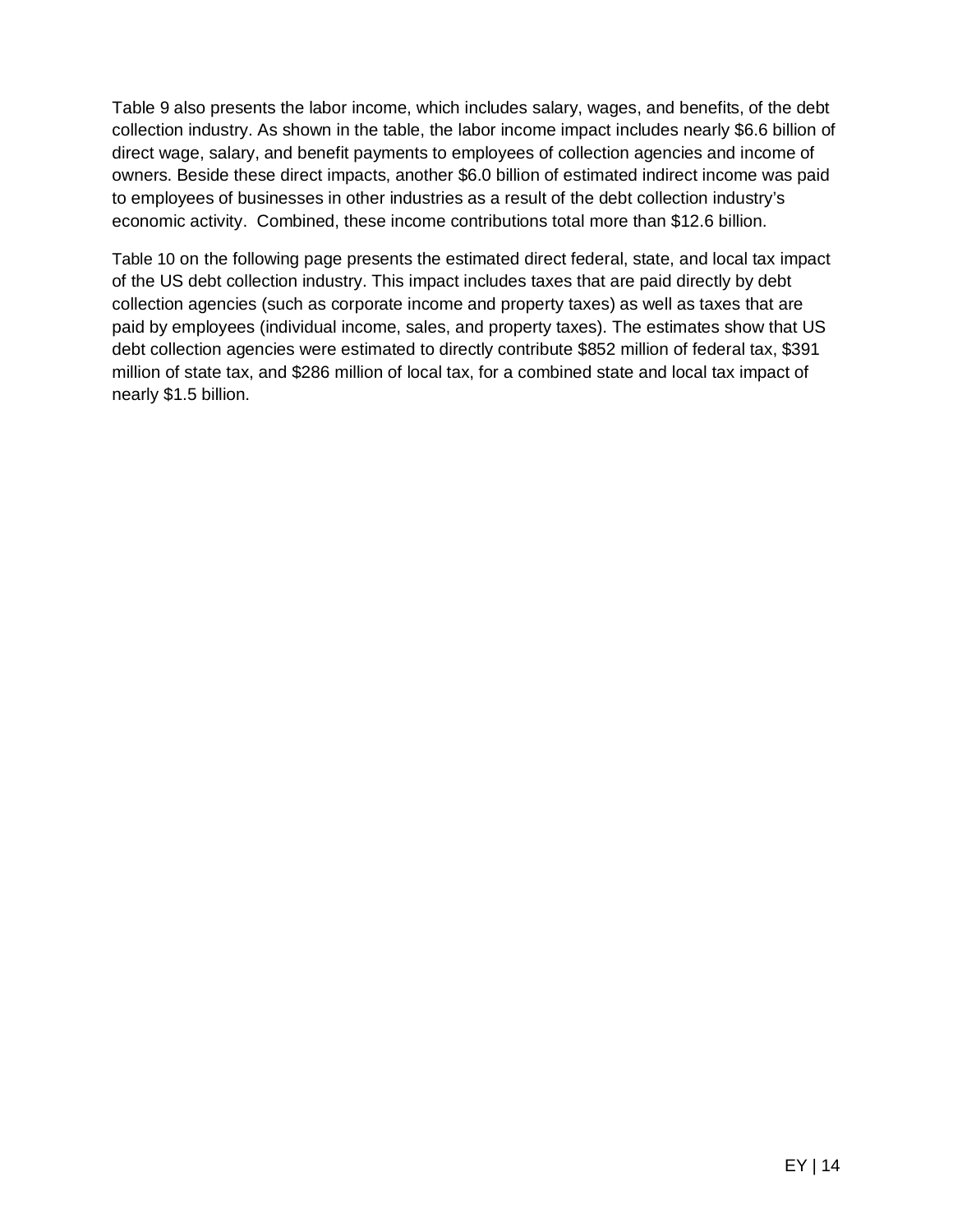Table 9 also presents the labor income, which includes salary, wages, and benefits, of the debt collection industry. As shown in the table, the labor income impact includes nearly $6.6 billion of direct wage, salary, and benefit payments to employees of collection agencies and income of owners. Beside these direct impacts, another $6.0 billion of estimated indirect income was paid to employees of businesses in other industries as a result of the debt collection industry's economic activity. Combined, these income contributions total more than $12.6 billion.

Table 10 on the following page presents the estimated direct federal, state, and local tax impact of the US debt collection industry. This impact includes taxes that are paid directly by debt collection agencies (such as corporate income and property taxes) as well as taxes that are paid by employees (individual income, sales, and property taxes). The estimates show that US debt collection agencies were estimated to directly contribute $852 million of federal tax, $391 million of state tax, and $286 million of local tax, for a combined state and local tax impact of nearly $1.5 billion.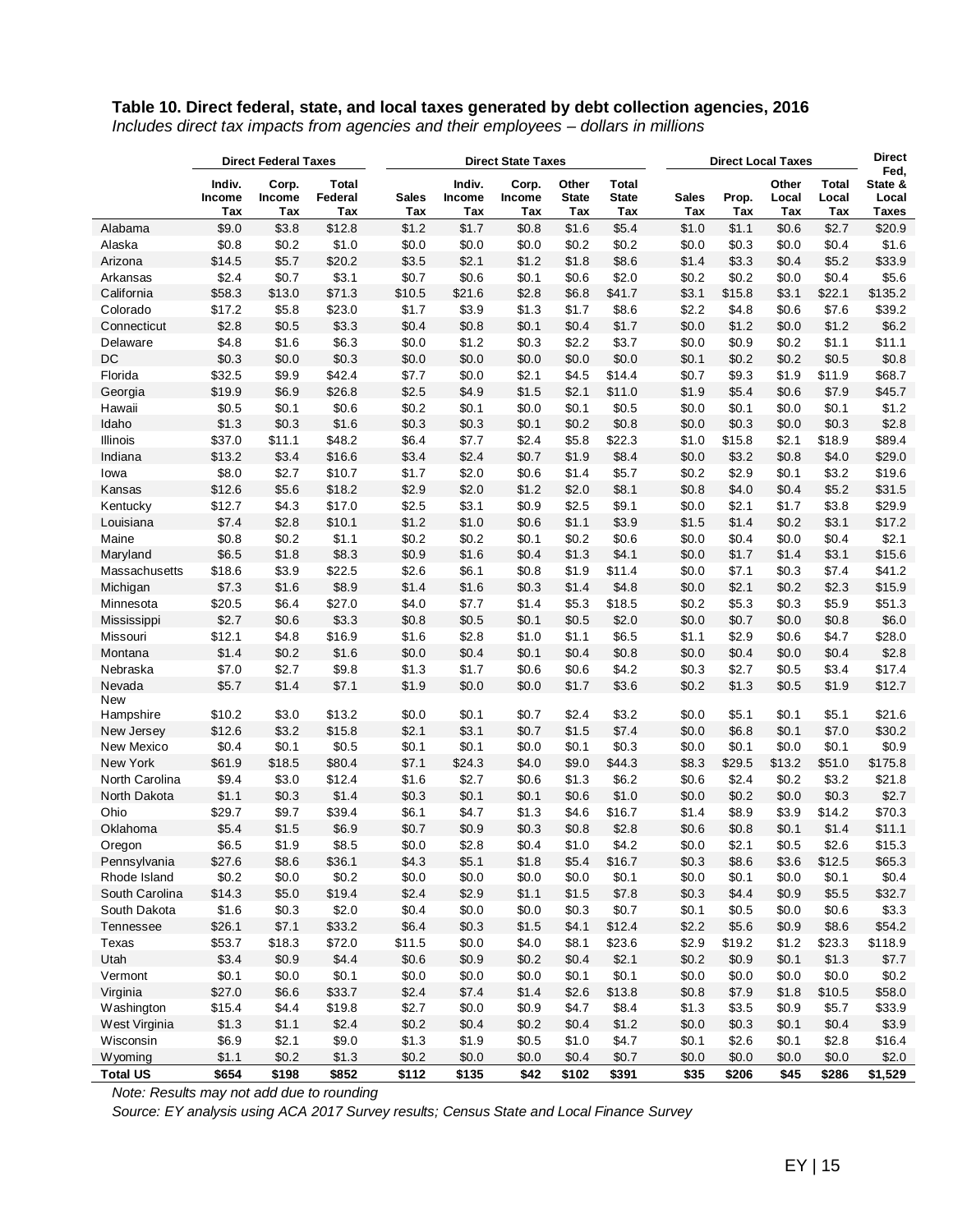**Table 10. Direct federal, state, and local taxes generated by debt collection agencies, 2016**

*Includes direct tax impacts from agencies and their employees – dollars in millions*

| | Direct Federal Taxes | | | Direct State Taxes | | | | | Direct Local Taxes | | | | Direct Fed, State & Local |
|---|---|---|---|---|---|---|---|---|---|---|---|---|---|
| | Indiv. Income Tax | Corp. Income Tax | Total Federal Tax | Sales Tax | Indiv. Income Tax | Corp. Income Tax | Other State Tax | Total State Tax | Sales Tax | Prop. Tax | Other Local Tax | Total Local Tax | Taxes |
| Alabama | $9.0 | $3.8 | $12.8 | $1.2 | $1.7 | $0.8 | $1.6 | $5.4 | $1.0 | $1.1 | $0.6 | $2.7 | $20.9 |
| Alaska | $0.8 | $0.2 | $1.0 | $0.0 | $0.0 | $0.0 | $0.2 | $0.2 | $0.0 | $0.3 | $0.0 | $0.4 | $1.6 |
| Arizona | $14.5 | $5.7 | $20.2 | $3.5 | $2.1 | $1.2 | $1.8 | $8.6 | $1.4 | $3.3 | $0.4 | $5.2 | $33.9 |
| Arkansas | $2.4 | $0.7 | $3.1 | $0.7 | $0.6 | $0.1 | $0.6 | $2.0 | $0.2 | $0.2 | $0.0 | $0.4 | $5.6 |
| California | $58.3 | $13.0 | $71.3 | $10.5 | $21.6 | $2.8 | $6.8 | $41.7 | $3.1 | $15.8 | $3.1 | $22.1 | $135.2 |
| Colorado | $17.2 | $5.8 | $23.0 | $1.7 | $3.9 | $1.3 | $1.7 | $8.6 | $2.2 | $4.8 | $0.6 | $7.6 | $39.2 |
| Connecticut | $2.8 | $0.5 | $3.3 | $0.4 | $0.8 | $0.1 | $0.4 | $1.7 | $0.0 | $1.2 | $0.0 | $1.2 | $6.2 |
| Delaware | $4.8 | $1.6 | $6.3 | $0.0 | $1.2 | $0.3 | $2.2 | $3.7 | $0.0 | $0.9 | $0.2 | $1.1 | $11.1 |
| DC | $0.3 | $0.0 | $0.3 | $0.0 | $0.0 | $0.0 | $0.0 | $0.0 | $0.1 | $0.2 | $0.2 | $0.5 | $0.8 |
| Florida | $32.5 | $9.9 | $42.4 | $7.7 | $0.0 | $2.1 | $4.5 | $14.4 | $0.7 | $9.3 | $1.9 | $11.9 | $68.7 |
| Georgia | $19.9 | $6.9 | $26.8 | $2.5 | $4.9 | $1.5 | $2.1 | $11.0 | $1.9 | $5.4 | $0.6 | $7.9 | $45.7 |
| Hawaii | $0.5 | $0.1 | $0.6 | $0.2 | $0.1 | $0.0 | $0.1 | $0.5 | $0.0 | $0.1 | $0.0 | $0.1 | $1.2 |
| Idaho | $1.3 | $0.3 | $1.6 | $0.3 | $0.3 | $0.1 | $0.2 | $0.8 | $0.0 | $0.3 | $0.0 | $0.3 | $2.8 |
| Illinois | $37.0 | $11.1 | $48.2 | $6.4 | $7.7 | $2.4 | $5.8 | $22.3 | $1.0 | $15.8 | $2.1 | $18.9 | $89.4 |
| Indiana | $13.2 | $3.4 | $16.6 | $3.4 | $2.4 | $0.7 | $1.9 | $8.4 | $0.0 | $3.2 | $0.8 | $4.0 | $29.0 |
| Iowa | $8.0 | $2.7 | $10.7 | $1.7 | $2.0 | $0.6 | $1.4 | $5.7 | $0.2 | $2.9 | $0.1 | $3.2 | $19.6 |
| Kansas | $12.6 | $5.6 | $18.2 | $2.9 | $2.0 | $1.2 | $2.0 | $8.1 | $0.8 | $4.0 | $0.4 | $5.2 | $31.5 |
| Kentucky | $12.7 | $4.3 | $17.0 | $2.5 | $3.1 | $0.9 | $2.5 | $9.1 | $0.0 | $2.1 | $1.7 | $3.8 | $29.9 |
| Louisiana | $7.4 | $2.8 | $10.1 | $1.2 | $1.0 | $0.6 | $1.1 | $3.9 | $1.5 | $1.4 | $0.2 | $3.1 | $17.2 |
| Maine | $0.8 | $0.2 | $1.1 | $0.2 | $0.2 | $0.1 | $0.2 | $0.6 | $0.0 | $0.4 | $0.0 | $0.4 | $2.1 |
| Maryland | $6.5 | $1.8 | $8.3 | $0.9 | $1.6 | $0.4 | $1.3 | $4.1 | $0.0 | $1.7 | $1.4 | $3.1 | $15.6 |
| Massachusetts | $18.6 | $3.9 | $22.5 | $2.6 | $6.1 | $0.8 | $1.9 | $11.4 | $0.0 | $7.1 | $0.3 | $7.4 | $41.2 |
| Michigan | $7.3 | $1.6 | $8.9 | $1.4 | $1.6 | $0.3 | $1.4 | $4.8 | $0.0 | $2.1 | $0.2 | $2.3 | $15.9 |
| Minnesota | $20.5 | $6.4 | $27.0 | $4.0 | $7.7 | $1.4 | $5.3 | $18.5 | $0.2 | $5.3 | $0.3 | $5.9 | $51.3 |
| Mississippi | $2.7 | $0.6 | $3.3 | $0.8 | $0.5 | $0.1 | $0.5 | $2.0 | $0.0 | $0.7 | $0.0 | $0.8 | $6.0 |
| Missouri | $12.1 | $4.8 | $16.9 | $1.6 | $2.8 | $1.0 | $1.1 | $6.5 | $1.1 | $2.9 | $0.6 | $4.7 | $28.0 |
| Montana | $1.4 | $0.2 | $1.6 | $0.0 | $0.4 | $0.1 | $0.4 | $0.8 | $0.0 | $0.4 | $0.0 | $0.4 | $2.8 |
| Nebraska | $7.0 | $2.7 | $9.8 | $1.3 | $1.7 | $0.6 | $0.6 | $4.2 | $0.3 | $2.7 | $0.5 | $3.4 | $17.4 |
| Nevada | $5.7 | $1.4 | $7.1 | $1.9 | $0.0 | $0.0 | $1.7 | $3.6 | $0.2 | $1.3 | $0.5 | $1.9 | $12.7 |
| New Hampshire | $10.2 | $3.0 | $13.2 | $0.0 | $0.1 | $0.7 | $2.4 | $3.2 | $0.0 | $5.1 | $0.1 | $5.1 | $21.6 |
| New Jersey | $12.6 | $3.2 | $15.8 | $2.1 | $3.1 | $0.7 | $1.5 | $7.4 | $0.0 | $6.8 | $0.1 | $7.0 | $30.2 |
| New Mexico | $0.4 | $0.1 | $0.5 | $0.1 | $0.1 | $0.0 | $0.1 | $0.3 | $0.0 | $0.1 | $0.0 | $0.1 | $0.9 |
| New York | $61.9 | $18.5 | $80.4 | $7.1 | $24.3 | $4.0 | $9.0 | $44.3 | $8.3 | $29.5 | $13.2 | $51.0 | $175.8 |
| North Carolina | $9.4 | $3.0 | $12.4 | $1.6 | $2.7 | $0.6 | $1.3 | $6.2 | $0.6 | $2.4 | $0.2 | $3.2 | $21.8 |
| North Dakota | $1.1 | $0.3 | $1.4 | $0.3 | $0.1 | $0.1 | $0.6 | $1.0 | $0.0 | $0.2 | $0.0 | $0.3 | $2.7 |
| Ohio | $29.7 | $9.7 | $39.4 | $6.1 | $4.7 | $1.3 | $4.6 | $16.7 | $1.4 | $8.9 | $3.9 | $14.2 | $70.3 |
| Oklahoma | $5.4 | $1.5 | $6.9 | $0.7 | $0.9 | $0.3 | $0.8 | $2.8 | $0.6 | $0.8 | $0.1 | $1.4 | $11.1 |
| Oregon | $6.5 | $1.9 | $8.5 | $0.0 | $2.8 | $0.4 | $1.0 | $4.2 | $0.0 | $2.1 | $0.5 | $2.6 | $15.3 |
| Pennsylvania | $27.6 | $8.6 | $36.1 | $4.3 | $5.1 | $1.8 | $5.4 | $16.7 | $0.3 | $8.6 | $3.6 | $12.5 | $65.3 |
| Rhode Island | $0.2 | $0.0 | $0.2 | $0.0 | $0.0 | $0.0 | $0.0 | $0.1 | $0.0 | $0.1 | $0.0 | $0.1 | $0.4 |
| South Carolina | $14.3 | $5.0 | $19.4 | $2.4 | $2.9 | $1.1 | $1.5 | $7.8 | $0.3 | $4.4 | $0.9 | $5.5 | $32.7 |
| South Dakota | $1.6 | $0.3 | $2.0 | $0.4 | $0.0 | $0.0 | $0.3 | $0.7 | $0.1 | $0.5 | $0.0 | $0.6 | $3.3 |
| Tennessee | $26.1 | $7.1 | $33.2 | $6.4 | $0.3 | $1.5 | $4.1 | $12.4 | $2.2 | $5.6 | $0.9 | $8.6 | $54.2 |
| Texas | $53.7 | $18.3 | $72.0 | $11.5 | $0.0 | $4.0 | $8.1 | $23.6 | $2.9 | $19.2 | $1.2 | $23.3 | $118.9 |
| Utah | $3.4 | $0.9 | $4.4 | $0.6 | $0.9 | $0.2 | $0.4 | $2.1 | $0.2 | $0.9 | $0.1 | $1.3 | $7.7 |
| Vermont | $0.1 | $0.0 | $0.1 | $0.0 | $0.0 | $0.0 | $0.1 | $0.1 | $0.0 | $0.0 | $0.0 | $0.0 | $0.2 |
| Virginia | $27.0 | $6.6 | $33.7 | $2.4 | $7.4 | $1.4 | $2.6 | $13.8 | $0.8 | $7.9 | $1.8 | $10.5 | $58.0 |
| Washington | $15.4 | $4.4 | $19.8 | $2.7 | $0.0 | $0.9 | $4.7 | $8.4 | $1.3 | $3.5 | $0.9 | $5.7 | $33.9 |
| West Virginia | $1.3 | $1.1 | $2.4 | $0.2 | $0.4 | $0.2 | $0.4 | $1.2 | $0.0 | $0.3 | $0.1 | $0.4 | $3.9 |
| Wisconsin | $6.9 | $2.1 | $9.0 | $1.3 | $1.9 | $0.5 | $1.0 | $4.7 | $0.1 | $2.6 | $0.1 | $2.8 | $16.4 |
| Wyoming | $1.1 | $0.2 | $1.3 | $0.2 | $0.0 | $0.0 | $0.4 | $0.7 | $0.0 | $0.0 | $0.0 | $0.0 | $2.0 |
| **Total US** | **$654** | **$198** | **$852** | **$112** | **$135** | **$42** | **$102** | **$391** | **$35** | **$206** | **$45** | **$286** | **$1,529** |

*Note: Results may not add due to rounding*

*Source: EY analysis using ACA 2017 Survey results; Census State and Local Finance Survey*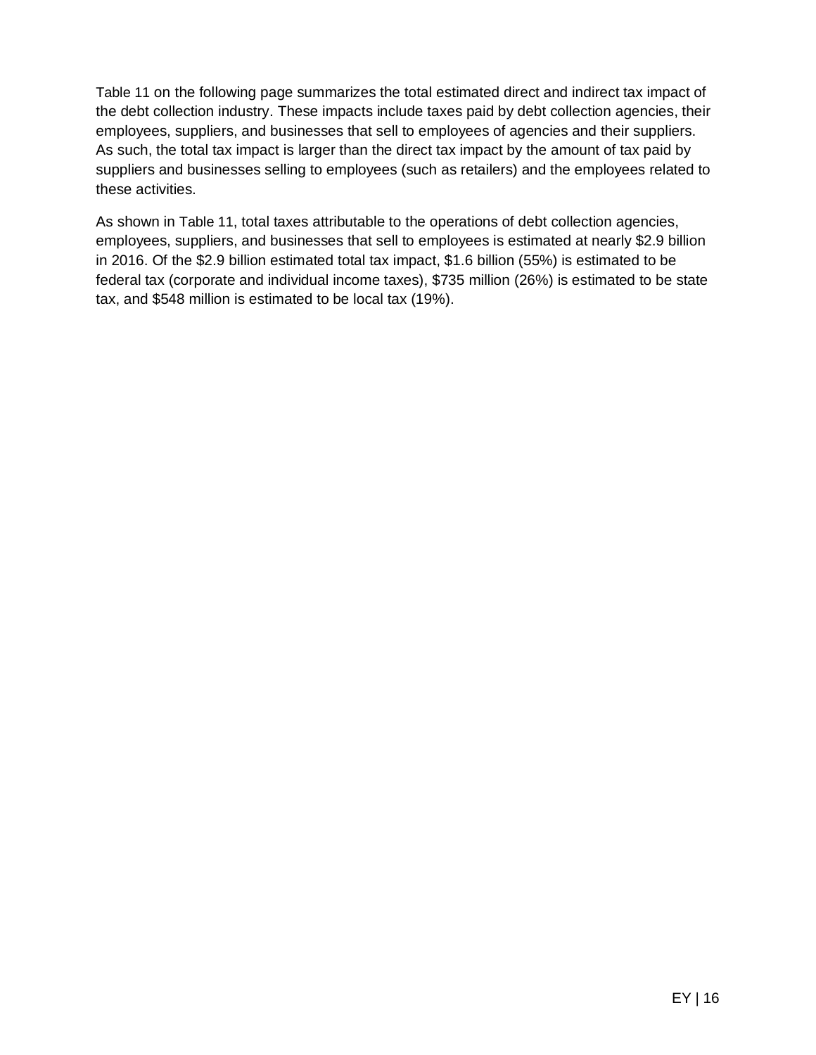Table 11 on the following page summarizes the total estimated direct and indirect tax impact of the debt collection industry. These impacts include taxes paid by debt collection agencies, their employees, suppliers, and businesses that sell to employees of agencies and their suppliers. As such, the total tax impact is larger than the direct tax impact by the amount of tax paid by suppliers and businesses selling to employees (such as retailers) and the employees related to these activities.

As shown in Table 11, total taxes attributable to the operations of debt collection agencies, employees, suppliers, and businesses that sell to employees is estimated at nearly $2.9 billion in 2016. Of the $2.9 billion estimated total tax impact, $1.6 billion (55%) is estimated to be federal tax (corporate and individual income taxes), $735 million (26%) is estimated to be state tax, and $548 million is estimated to be local tax (19%).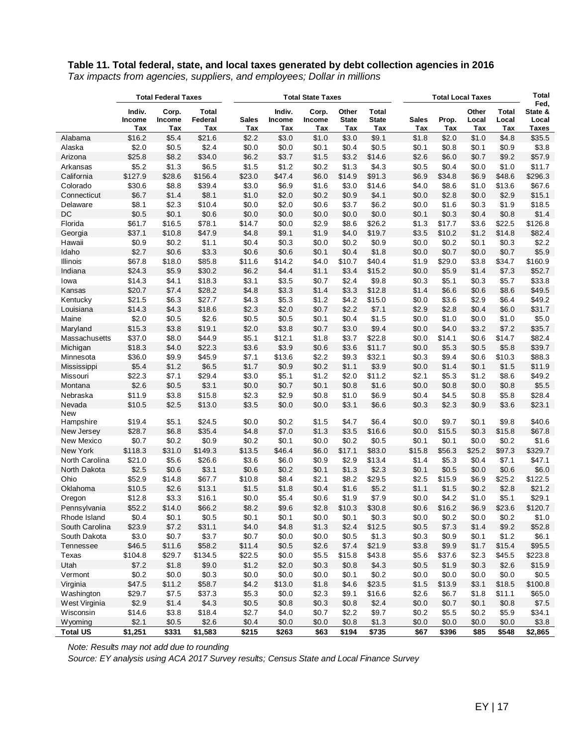**Table 11. Total federal, state, and local taxes generated by debt collection agencies in 2016**

*Tax impacts from agencies, suppliers, and employees; Dollar in millions*

| | Total Federal Taxes | | | Total State Taxes | | | | | Total Local Taxes | | | | Total Fed, State & Local Taxes |
|---|---|---|---|---|---|---|---|---|---|---|---|---|---|
| | Indiv. Income Tax | Corp. Income Tax | Total Federal Tax | Sales Tax | Indiv. Income Tax | Corp. Income Tax | Other State Tax | Total State Tax | Sales Tax | Prop. Tax | Other Local Tax | Total Local Tax | |
| Alabama | $16.2 | $5.4 | $21.6 | $2.2 | $3.0 | $1.0 | $3.0 | $9.1 | $1.8 | $2.0 | $1.0 | $4.8 | $35.5 |
| Alaska | $2.0 | $0.5 | $2.4 | $0.0 | $0.0 | $0.1 | $0.4 | $0.5 | $0.1 | $0.8 | $0.1 | $0.9 | $3.8 |
| Arizona | $25.8 | $8.2 | $34.0 | $6.2 | $3.7 | $1.5 | $3.2 | $14.6 | $2.6 | $6.0 | $0.7 | $9.2 | $57.9 |
| Arkansas | $5.2 | $1.3 | $6.5 | $1.5 | $1.2 | $0.2 | $1.3 | $4.3 | $0.5 | $0.4 | $0.0 | $1.0 | $11.7 |
| California | $127.9 | $28.6 | $156.4 | $23.0 | $47.4 | $6.0 | $14.9 | $91.3 | $6.9 | $34.8 | $6.9 | $48.6 | $296.3 |
| Colorado | $30.6 | $8.8 | $39.4 | $3.0 | $6.9 | $1.6 | $3.0 | $14.6 | $4.0 | $8.6 | $1.0 | $13.6 | $67.6 |
| Connecticut | $6.7 | $1.4 | $8.1 | $1.0 | $2.0 | $0.2 | $0.9 | $4.1 | $0.0 | $2.8 | $0.0 | $2.9 | $15.1 |
| Delaware | $8.1 | $2.3 | $10.4 | $0.0 | $2.0 | $0.6 | $3.7 | $6.2 | $0.0 | $1.6 | $0.3 | $1.9 | $18.5 |
| DC | $0.5 | $0.1 | $0.6 | $0.0 | $0.0 | $0.0 | $0.0 | $0.0 | $0.1 | $0.3 | $0.4 | $0.8 | $1.4 |
| Florida | $61.7 | $16.5 | $78.1 | $14.7 | $0.0 | $2.9 | $8.6 | $26.2 | $1.3 | $17.7 | $3.6 | $22.5 | $126.8 |
| Georgia | $37.1 | $10.8 | $47.9 | $4.8 | $9.1 | $1.9 | $4.0 | $19.7 | $3.5 | $10.2 | $1.2 | $14.8 | $82.4 |
| Hawaii | $0.9 | $0.2 | $1.1 | $0.4 | $0.3 | $0.0 | $0.2 | $0.9 | $0.0 | $0.2 | $0.1 | $0.3 | $2.2 |
| Idaho | $2.7 | $0.6 | $3.3 | $0.6 | $0.6 | $0.1 | $0.4 | $1.8 | $0.0 | $0.7 | $0.0 | $0.7 | $5.9 |
| Illinois | $67.8 | $18.0 | $85.8 | $11.6 | $14.2 | $4.0 | $10.7 | $40.4 | $1.9 | $29.0 | $3.8 | $34.7 | $160.9 |
| Indiana | $24.3 | $5.9 | $30.2 | $6.2 | $4.4 | $1.1 | $3.4 | $15.2 | $0.0 | $5.9 | $1.4 | $7.3 | $52.7 |
| Iowa | $14.3 | $4.1 | $18.3 | $3.1 | $3.5 | $0.7 | $2.4 | $9.8 | $0.3 | $5.1 | $0.3 | $5.7 | $33.8 |
| Kansas | $20.7 | $7.4 | $28.2 | $4.8 | $3.3 | $1.4 | $3.3 | $12.8 | $1.4 | $6.6 | $0.6 | $8.6 | $49.5 |
| Kentucky | $21.5 | $6.3 | $27.7 | $4.3 | $5.3 | $1.2 | $4.2 | $15.0 | $0.0 | $3.6 | $2.9 | $6.4 | $49.2 |
| Louisiana | $14.3 | $4.3 | $18.6 | $2.3 | $2.0 | $0.7 | $2.2 | $7.1 | $2.9 | $2.8 | $0.4 | $6.0 | $31.7 |
| Maine | $2.0 | $0.5 | $2.6 | $0.5 | $0.5 | $0.1 | $0.4 | $1.5 | $0.0 | $1.0 | $0.0 | $1.0 | $5.0 |
| Maryland | $15.3 | $3.8 | $19.1 | $2.0 | $3.8 | $0.7 | $3.0 | $9.4 | $0.0 | $4.0 | $3.2 | $7.2 | $35.7 |
| Massachusetts | $37.0 | $8.0 | $44.9 | $5.1 | $12.1 | $1.8 | $3.7 | $22.8 | $0.0 | $14.1 | $0.6 | $14.7 | $82.4 |
| Michigan | $18.3 | $4.0 | $22.3 | $3.6 | $3.9 | $0.6 | $3.6 | $11.7 | $0.0 | $5.3 | $0.5 | $5.8 | $39.7 |
| Minnesota | $36.0 | $9.9 | $45.9 | $7.1 | $13.6 | $2.2 | $9.3 | $32.1 | $0.3 | $9.4 | $0.6 | $10.3 | $88.3 |
| Mississippi | $5.4 | $1.2 | $6.5 | $1.7 | $0.9 | $0.2 | $1.1 | $3.9 | $0.0 | $1.4 | $0.1 | $1.5 | $11.9 |
| Missouri | $22.3 | $7.1 | $29.4 | $3.0 | $5.1 | $1.2 | $2.0 | $11.2 | $2.1 | $5.3 | $1.2 | $8.6 | $49.2 |
| Montana | $2.6 | $0.5 | $3.1 | $0.0 | $0.7 | $0.1 | $0.8 | $1.6 | $0.0 | $0.8 | $0.0 | $0.8 | $5.5 |
| Nebraska | $11.9 | $3.8 | $15.8 | $2.3 | $2.9 | $0.8 | $1.0 | $6.9 | $0.4 | $4.5 | $0.8 | $5.8 | $28.4 |
| Nevada | $10.5 | $2.5 | $13.0 | $3.5 | $0.0 | $0.0 | $3.1 | $6.6 | $0.3 | $2.3 | $0.9 | $3.6 | $23.1 |
| New Hampshire | $19.4 | $5.1 | $24.5 | $0.0 | $0.2 | $1.5 | $4.7 | $6.4 | $0.0 | $9.7 | $0.1 | $9.8 | $40.6 |
| New Jersey | $28.7 | $6.8 | $35.4 | $4.8 | $7.0 | $1.3 | $3.5 | $16.6 | $0.0 | $15.5 | $0.3 | $15.8 | $67.8 |
| New Mexico | $0.7 | $0.2 | $0.9 | $0.2 | $0.1 | $0.0 | $0.2 | $0.5 | $0.1 | $0.1 | $0.0 | $0.2 | $1.6 |
| New York | $118.3 | $31.0 | $149.3 | $13.5 | $46.4 | $6.0 | $17.1 | $83.0 | $15.8 | $56.3 | $25.2 | $97.3 | $329.7 |
| North Carolina | $21.0 | $5.6 | $26.6 | $3.6 | $6.0 | $0.9 | $2.9 | $13.4 | $1.4 | $5.3 | $0.4 | $7.1 | $47.1 |
| North Dakota | $2.5 | $0.6 | $3.1 | $0.6 | $0.2 | $0.1 | $1.3 | $2.3 | $0.1 | $0.5 | $0.0 | $0.6 | $6.0 |
| Ohio | $52.9 | $14.8 | $67.7 | $10.8 | $8.4 | $2.1 | $8.2 | $29.5 | $2.5 | $15.9 | $6.9 | $25.2 | $122.5 |
| Oklahoma | $10.5 | $2.6 | $13.1 | $1.5 | $1.8 | $0.4 | $1.6 | $5.2 | $1.1 | $1.5 | $0.2 | $2.8 | $21.2 |
| Oregon | $12.8 | $3.3 | $16.1 | $0.0 | $5.4 | $0.6 | $1.9 | $7.9 | $0.0 | $4.2 | $1.0 | $5.1 | $29.1 |
| Pennsylvania | $52.2 | $14.0 | $66.2 | $8.2 | $9.6 | $2.8 | $10.3 | $30.8 | $0.6 | $16.2 | $6.9 | $23.6 | $120.7 |
| Rhode Island | $0.4 | $0.1 | $0.5 | $0.1 | $0.1 | $0.0 | $0.1 | $0.3 | $0.0 | $0.2 | $0.0 | $0.2 | $1.0 |
| South Carolina | $23.9 | $7.2 | $31.1 | $4.0 | $4.8 | $1.3 | $2.4 | $12.5 | $0.5 | $7.3 | $1.4 | $9.2 | $52.8 |
| South Dakota | $3.0 | $0.7 | $3.7 | $0.7 | $0.0 | $0.0 | $0.5 | $1.3 | $0.3 | $0.9 | $0.1 | $1.2 | $6.1 |
| Tennessee | $46.5 | $11.6 | $58.2 | $11.4 | $0.5 | $2.6 | $7.4 | $21.9 | $3.8 | $9.9 | $1.7 | $15.4 | $95.5 |
| Texas | $104.8 | $29.7 | $134.5 | $22.5 | $0.0 | $5.5 | $15.8 | $43.8 | $5.6 | $37.6 | $2.3 | $45.5 | $223.8 |
| Utah | $7.2 | $1.8 | $9.0 | $1.2 | $2.0 | $0.3 | $0.8 | $4.3 | $0.5 | $1.9 | $0.3 | $2.6 | $15.9 |
| Vermont | $0.2 | $0.0 | $0.3 | $0.0 | $0.0 | $0.0 | $0.1 | $0.2 | $0.0 | $0.0 | $0.0 | $0.0 | $0.5 |
| Virginia | $47.5 | $11.2 | $58.7 | $4.2 | $13.0 | $1.8 | $4.6 | $23.5 | $1.5 | $13.9 | $3.1 | $18.5 | $100.8 |
| Washington | $29.7 | $7.5 | $37.3 | $5.3 | $0.0 | $2.3 | $9.1 | $16.6 | $2.6 | $6.7 | $1.8 | $11.1 | $65.0 |
| West Virginia | $2.9 | $1.4 | $4.3 | $0.5 | $0.8 | $0.3 | $0.8 | $2.4 | $0.0 | $0.7 | $0.1 | $0.8 | $7.5 |
| Wisconsin | $14.6 | $3.8 | $18.4 | $2.7 | $4.0 | $0.7 | $2.2 | $9.7 | $0.2 | $5.5 | $0.2 | $5.9 | $34.1 |
| Wyoming | $2.1 | $0.5 | $2.6 | $0.4 | $0.0 | $0.0 | $0.8 | $1.3 | $0.0 | $0.0 | $0.0 | $0.0 | $3.8 |
| **Total US** | **$1,251** | **$331** | **$1,583** | **$215** | **$263** | **$63** | **$194** | **$735** | **$67** | **$396** | **$85** | **$548** | **$2,865** |

*Note: Results may not add due to rounding*

*Source: EY analysis using ACA 2017 Survey results; Census State and Local Finance Survey*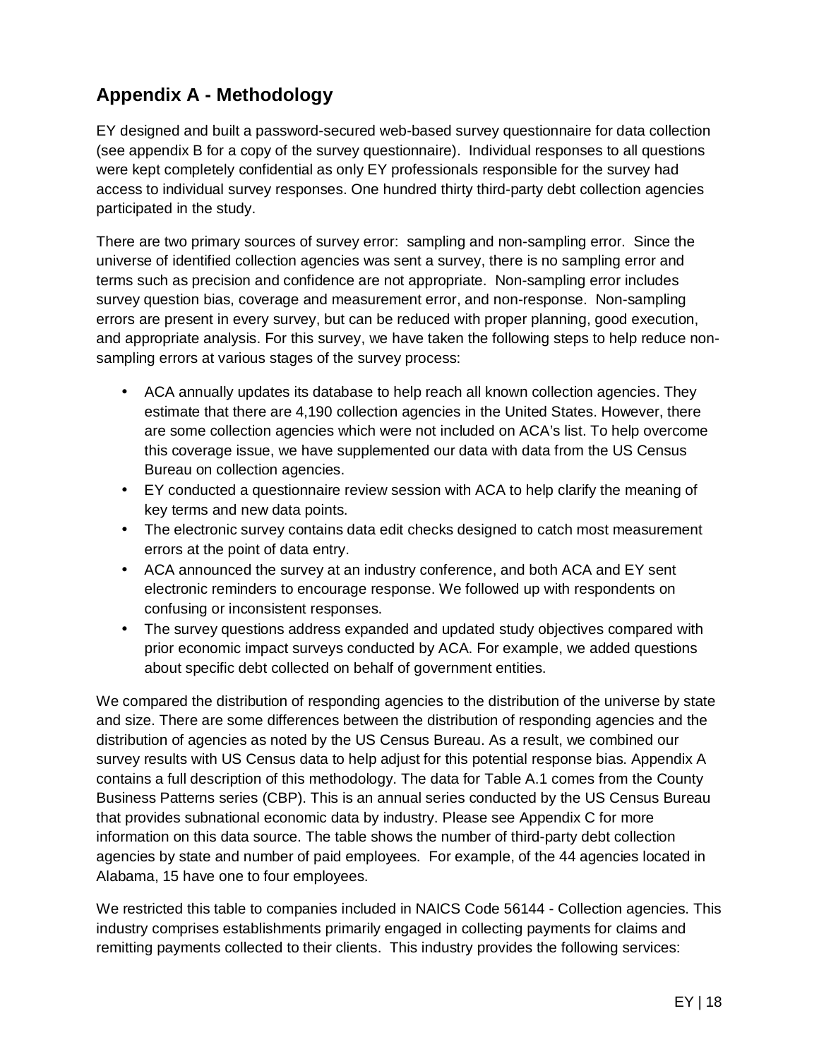## Appendix A - Methodology

EY designed and built a password-secured web-based survey questionnaire for data collection (see appendix B for a copy of the survey questionnaire). Individual responses to all questions were kept completely confidential as only EY professionals responsible for the survey had access to individual survey responses. One hundred thirty third-party debt collection agencies participated in the study.

There are two primary sources of survey error: sampling and non-sampling error. Since the universe of identified collection agencies was sent a survey, there is no sampling error and terms such as precision and confidence are not appropriate. Non-sampling error includes survey question bias, coverage and measurement error, and non-response. Non-sampling errors are present in every survey, but can be reduced with proper planning, good execution, and appropriate analysis. For this survey, we have taken the following steps to help reduce non-sampling errors at various stages of the survey process:

- ACA annually updates its database to help reach all known collection agencies. They estimate that there are 4,190 collection agencies in the United States. However, there are some collection agencies which were not included on ACA's list. To help overcome this coverage issue, we have supplemented our data with data from the US Census Bureau on collection agencies.
- EY conducted a questionnaire review session with ACA to help clarify the meaning of key terms and new data points.
- The electronic survey contains data edit checks designed to catch most measurement errors at the point of data entry.
- ACA announced the survey at an industry conference, and both ACA and EY sent electronic reminders to encourage response. We followed up with respondents on confusing or inconsistent responses.
- The survey questions address expanded and updated study objectives compared with prior economic impact surveys conducted by ACA. For example, we added questions about specific debt collected on behalf of government entities.

We compared the distribution of responding agencies to the distribution of the universe by state and size. There are some differences between the distribution of responding agencies and the distribution of agencies as noted by the US Census Bureau. As a result, we combined our survey results with US Census data to help adjust for this potential response bias. Appendix A contains a full description of this methodology. The data for Table A.1 comes from the County Business Patterns series (CBP). This is an annual series conducted by the US Census Bureau that provides subnational economic data by industry. Please see Appendix C for more information on this data source. The table shows the number of third-party debt collection agencies by state and number of paid employees. For example, of the 44 agencies located in Alabama, 15 have one to four employees.

We restricted this table to companies included in NAICS Code 56144 - Collection agencies. This industry comprises establishments primarily engaged in collecting payments for claims and remitting payments collected to their clients. This industry provides the following services: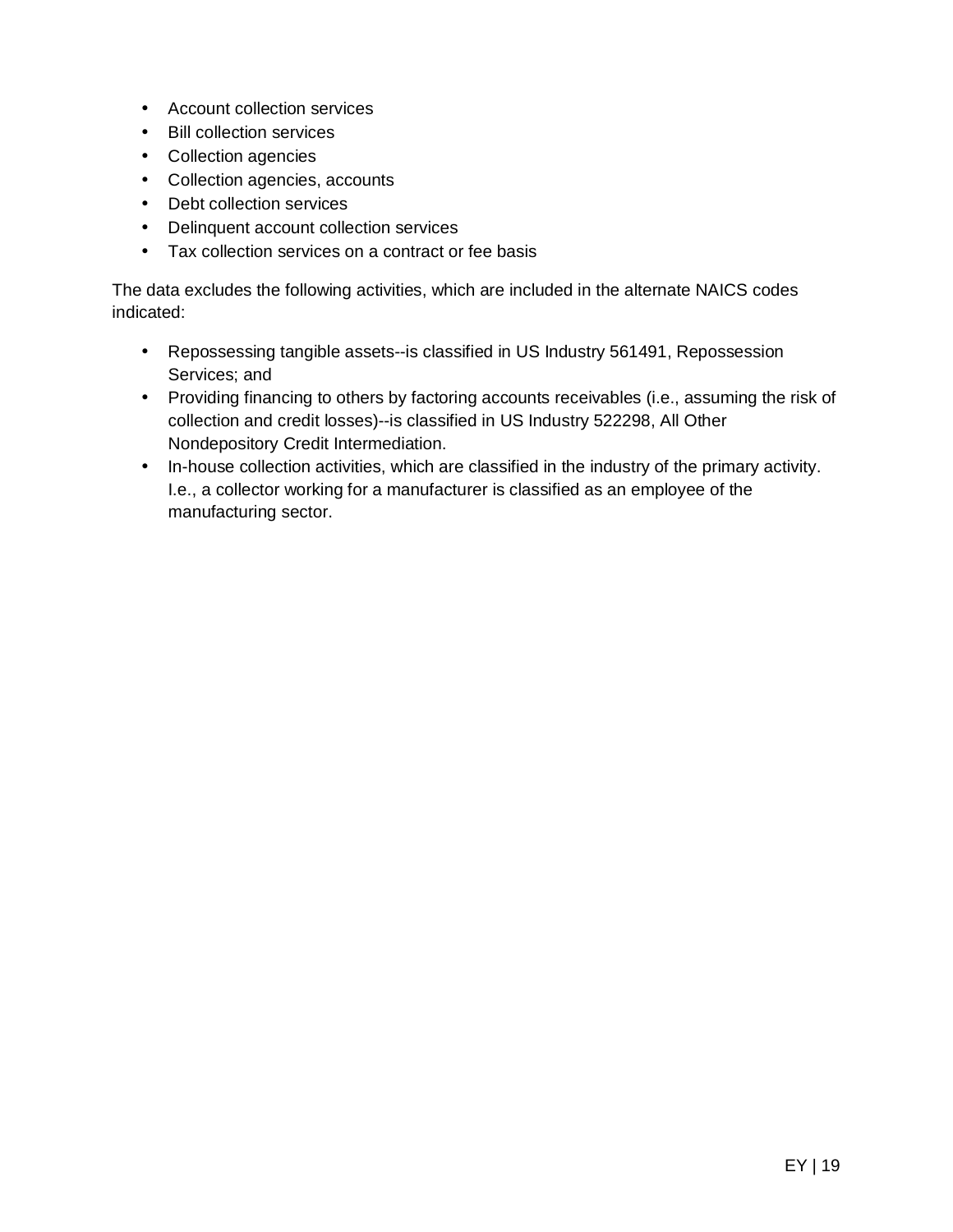- Account collection services
- Bill collection services
- Collection agencies
- Collection agencies, accounts
- Debt collection services
- Delinquent account collection services
- Tax collection services on a contract or fee basis

The data excludes the following activities, which are included in the alternate NAICS codes indicated:

- Repossessing tangible assets--is classified in US Industry 561491, Repossession Services; and
- Providing financing to others by factoring accounts receivables (i.e., assuming the risk of collection and credit losses)--is classified in US Industry 522298, All Other Nondepository Credit Intermediation.
- In-house collection activities, which are classified in the industry of the primary activity. I.e., a collector working for a manufacturer is classified as an employee of the manufacturing sector.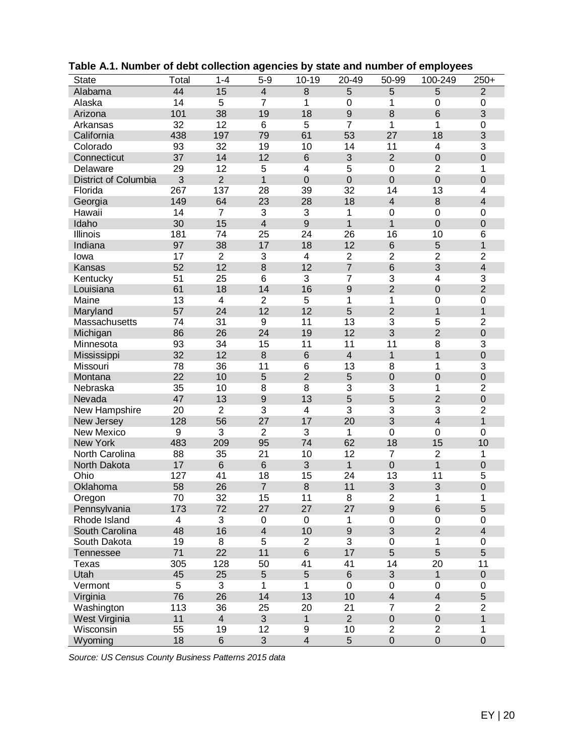**Table A.1. Number of debt collection agencies by state and number of employees**

| State | Total | 1-4 | 5-9 | 10-19 | 20-49 | 50-99 | 100-249 | 250+ |
|---|---|---|---|---|---|---|---|---|
| Alabama | 44 | 15 | 4 | 8 | 5 | 5 | 5 | 2 |
| Alaska | 14 | 5 | 7 | 1 | 0 | 1 | 0 | 0 |
| Arizona | 101 | 38 | 19 | 18 | 9 | 8 | 6 | 3 |
| Arkansas | 32 | 12 | 6 | 5 | 7 | 1 | 1 | 0 |
| California | 438 | 197 | 79 | 61 | 53 | 27 | 18 | 3 |
| Colorado | 93 | 32 | 19 | 10 | 14 | 11 | 4 | 3 |
| Connecticut | 37 | 14 | 12 | 6 | 3 | 2 | 0 | 0 |
| Delaware | 29 | 12 | 5 | 4 | 5 | 0 | 2 | 1 |
| District of Columbia | 3 | 2 | 1 | 0 | 0 | 0 | 0 | 0 |
| Florida | 267 | 137 | 28 | 39 | 32 | 14 | 13 | 4 |
| Georgia | 149 | 64 | 23 | 28 | 18 | 4 | 8 | 4 |
| Hawaii | 14 | 7 | 3 | 3 | 1 | 0 | 0 | 0 |
| Idaho | 30 | 15 | 4 | 9 | 1 | 1 | 0 | 0 |
| Illinois | 181 | 74 | 25 | 24 | 26 | 16 | 10 | 6 |
| Indiana | 97 | 38 | 17 | 18 | 12 | 6 | 5 | 1 |
| Iowa | 17 | 2 | 3 | 4 | 2 | 2 | 2 | 2 |
| Kansas | 52 | 12 | 8 | 12 | 7 | 6 | 3 | 4 |
| Kentucky | 51 | 25 | 6 | 3 | 7 | 3 | 4 | 3 |
| Louisiana | 61 | 18 | 14 | 16 | 9 | 2 | 0 | 2 |
| Maine | 13 | 4 | 2 | 5 | 1 | 1 | 0 | 0 |
| Maryland | 57 | 24 | 12 | 12 | 5 | 2 | 1 | 1 |
| Massachusetts | 74 | 31 | 9 | 11 | 13 | 3 | 5 | 2 |
| Michigan | 86 | 26 | 24 | 19 | 12 | 3 | 2 | 0 |
| Minnesota | 93 | 34 | 15 | 11 | 11 | 11 | 8 | 3 |
| Mississippi | 32 | 12 | 8 | 6 | 4 | 1 | 1 | 0 |
| Missouri | 78 | 36 | 11 | 6 | 13 | 8 | 1 | 3 |
| Montana | 22 | 10 | 5 | 2 | 5 | 0 | 0 | 0 |
| Nebraska | 35 | 10 | 8 | 8 | 3 | 3 | 1 | 2 |
| Nevada | 47 | 13 | 9 | 13 | 5 | 5 | 2 | 0 |
| New Hampshire | 20 | 2 | 3 | 4 | 3 | 3 | 3 | 2 |
| New Jersey | 128 | 56 | 27 | 17 | 20 | 3 | 4 | 1 |
| New Mexico | 9 | 3 | 2 | 3 | 1 | 0 | 0 | 0 |
| New York | 483 | 209 | 95 | 74 | 62 | 18 | 15 | 10 |
| North Carolina | 88 | 35 | 21 | 10 | 12 | 7 | 2 | 1 |
| North Dakota | 17 | 6 | 6 | 3 | 1 | 0 | 1 | 0 |
| Ohio | 127 | 41 | 18 | 15 | 24 | 13 | 11 | 5 |
| Oklahoma | 58 | 26 | 7 | 8 | 11 | 3 | 3 | 0 |
| Oregon | 70 | 32 | 15 | 11 | 8 | 2 | 1 | 1 |
| Pennsylvania | 173 | 72 | 27 | 27 | 27 | 9 | 6 | 5 |
| Rhode Island | 4 | 3 | 0 | 0 | 1 | 0 | 0 | 0 |
| South Carolina | 48 | 16 | 4 | 10 | 9 | 3 | 2 | 4 |
| South Dakota | 19 | 8 | 5 | 2 | 3 | 0 | 1 | 0 |
| Tennessee | 71 | 22 | 11 | 6 | 17 | 5 | 5 | 5 |
| Texas | 305 | 128 | 50 | 41 | 41 | 14 | 20 | 11 |
| Utah | 45 | 25 | 5 | 5 | 6 | 3 | 1 | 0 |
| Vermont | 5 | 3 | 1 | 1 | 0 | 0 | 0 | 0 |
| Virginia | 76 | 26 | 14 | 13 | 10 | 4 | 4 | 5 |
| Washington | 113 | 36 | 25 | 20 | 21 | 7 | 2 | 2 |
| West Virginia | 11 | 4 | 3 | 1 | 2 | 0 | 0 | 1 |
| Wisconsin | 55 | 19 | 12 | 9 | 10 | 2 | 2 | 1 |
| Wyoming | 18 | 6 | 3 | 4 | 5 | 0 | 0 | 0 |

*Source: US Census County Business Patterns 2015 data*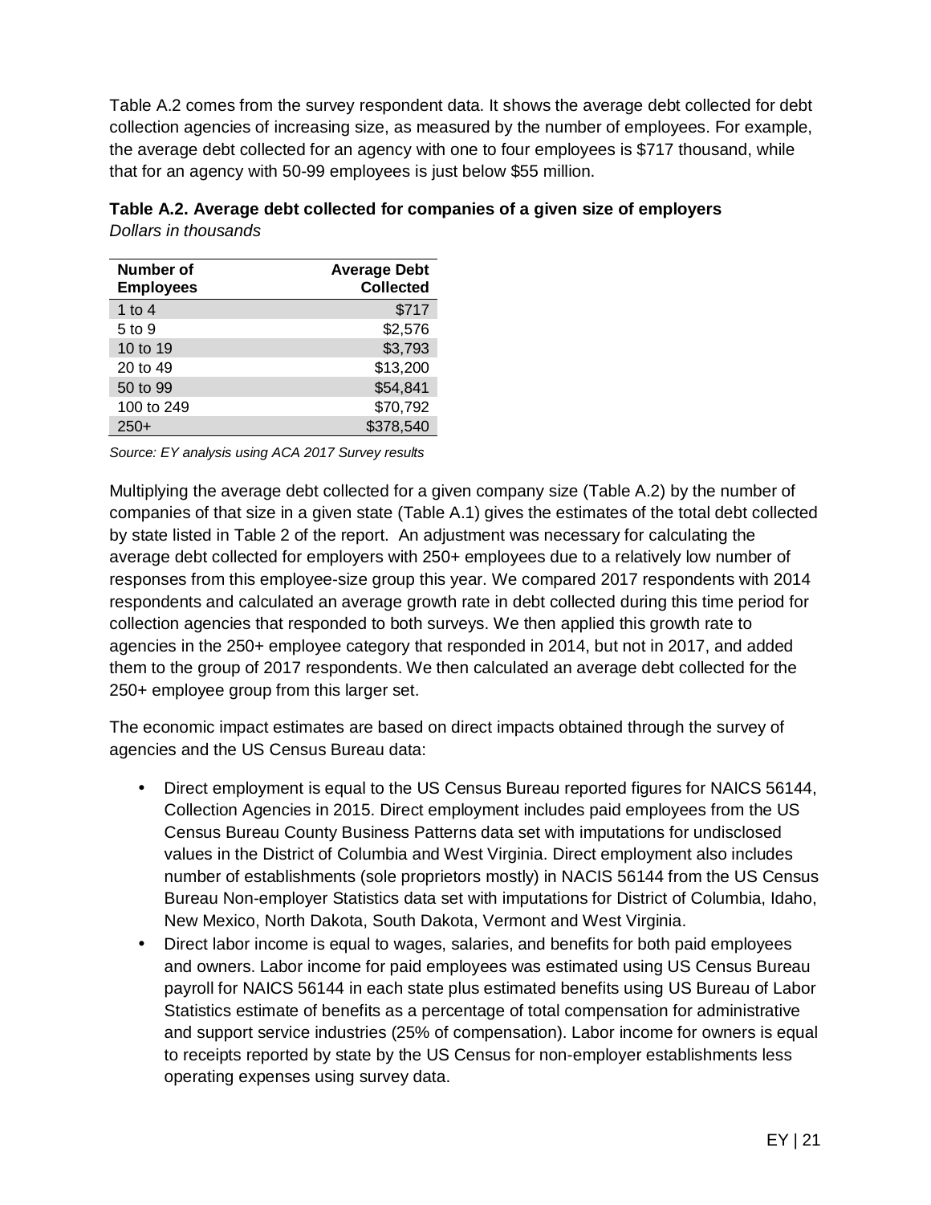Table A.2 comes from the survey respondent data. It shows the average debt collected for debt collection agencies of increasing size, as measured by the number of employees. For example, the average debt collected for an agency with one to four employees is $717 thousand, while that for an agency with 50-99 employees is just below $55 million.

**Table A.2. Average debt collected for companies of a given size of employers**
*Dollars in thousands*

| Number of Employees | Average Debt Collected |
|---|---:|
| 1 to 4 | $717 |
| 5 to 9 | $2,576 |
| 10 to 19 | $3,793 |
| 20 to 49 | $13,200 |
| 50 to 99 | $54,841 |
| 100 to 249 | $70,792 |
| 250+ | $378,540 |

*Source: EY analysis using ACA 2017 Survey results*

Multiplying the average debt collected for a given company size (Table A.2) by the number of companies of that size in a given state (Table A.1) gives the estimates of the total debt collected by state listed in Table 2 of the report. An adjustment was necessary for calculating the average debt collected for employers with 250+ employees due to a relatively low number of responses from this employee-size group this year. We compared 2017 respondents with 2014 respondents and calculated an average growth rate in debt collected during this time period for collection agencies that responded to both surveys. We then applied this growth rate to agencies in the 250+ employee category that responded in 2014, but not in 2017, and added them to the group of 2017 respondents. We then calculated an average debt collected for the 250+ employee group from this larger set.

The economic impact estimates are based on direct impacts obtained through the survey of agencies and the US Census Bureau data:

- Direct employment is equal to the US Census Bureau reported figures for NAICS 56144, Collection Agencies in 2015. Direct employment includes paid employees from the US Census Bureau County Business Patterns data set with imputations for undisclosed values in the District of Columbia and West Virginia. Direct employment also includes number of establishments (sole proprietors mostly) in NACIS 56144 from the US Census Bureau Non-employer Statistics data set with imputations for District of Columbia, Idaho, New Mexico, North Dakota, South Dakota, Vermont and West Virginia.
- Direct labor income is equal to wages, salaries, and benefits for both paid employees and owners. Labor income for paid employees was estimated using US Census Bureau payroll for NAICS 56144 in each state plus estimated benefits using US Bureau of Labor Statistics estimate of benefits as a percentage of total compensation for administrative and support service industries (25% of compensation). Labor income for owners is equal to receipts reported by state by the US Census for non-employer establishments less operating expenses using survey data.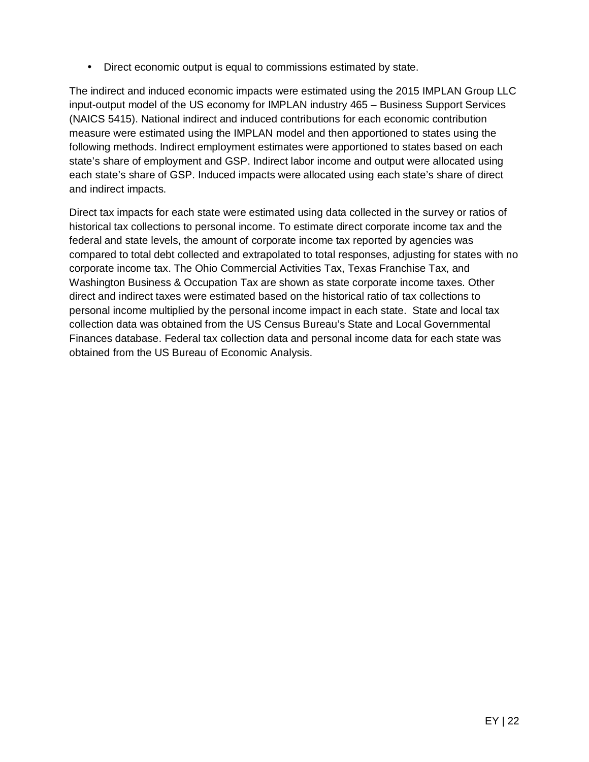- Direct economic output is equal to commissions estimated by state.

The indirect and induced economic impacts were estimated using the 2015 IMPLAN Group LLC input-output model of the US economy for IMPLAN industry 465 – Business Support Services (NAICS 5415). National indirect and induced contributions for each economic contribution measure were estimated using the IMPLAN model and then apportioned to states using the following methods. Indirect employment estimates were apportioned to states based on each state's share of employment and GSP. Indirect labor income and output were allocated using each state's share of GSP. Induced impacts were allocated using each state's share of direct and indirect impacts.

Direct tax impacts for each state were estimated using data collected in the survey or ratios of historical tax collections to personal income. To estimate direct corporate income tax and the federal and state levels, the amount of corporate income tax reported by agencies was compared to total debt collected and extrapolated to total responses, adjusting for states with no corporate income tax. The Ohio Commercial Activities Tax, Texas Franchise Tax, and Washington Business & Occupation Tax are shown as state corporate income taxes. Other direct and indirect taxes were estimated based on the historical ratio of tax collections to personal income multiplied by the personal income impact in each state. State and local tax collection data was obtained from the US Census Bureau's State and Local Governmental Finances database. Federal tax collection data and personal income data for each state was obtained from the US Bureau of Economic Analysis.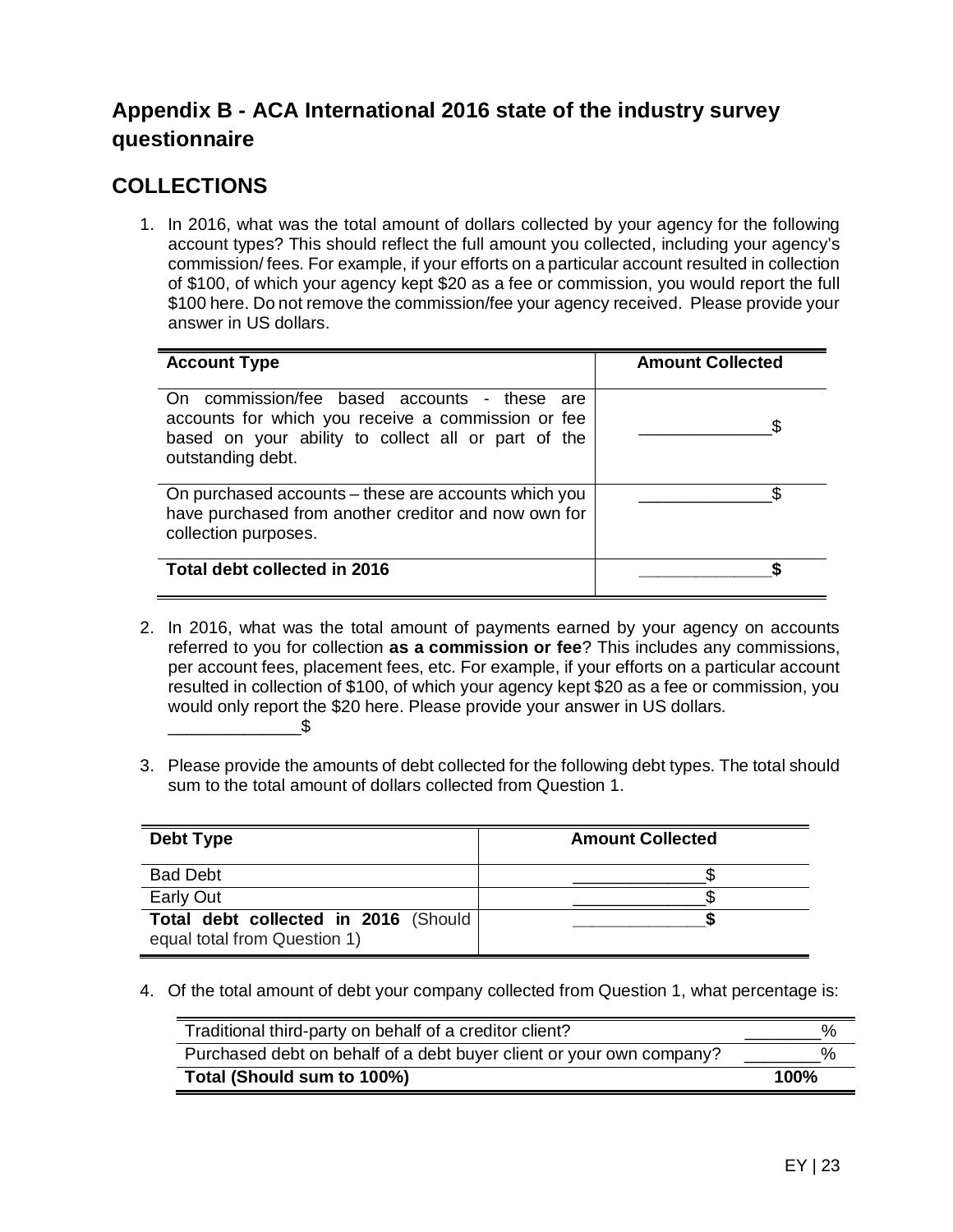## Appendix B - ACA International 2016 state of the industry survey questionnaire

## COLLECTIONS

1. In 2016, what was the total amount of dollars collected by your agency for the following account types? This should reflect the full amount you collected, including your agency's commission/ fees. For example, if your efforts on a particular account resulted in collection of $100, of which your agency kept $20 as a fee or commission, you would report the full $100 here. Do not remove the commission/fee your agency received. Please provide your answer in US dollars.

| Account Type | Amount Collected |
|---|---|
| On commission/fee based accounts - these are accounts for which you receive a commission or fee based on your ability to collect all or part of the outstanding debt. | ______________$ |
| On purchased accounts – these are accounts which you have purchased from another creditor and now own for collection purposes. | ______________$ |
| **Total debt collected in 2016** | ______________**$** |

2. In 2016, what was the total amount of payments earned by your agency on accounts referred to you for collection **as a commission or fee**? This includes any commissions, per account fees, placement fees, etc. For example, if your efforts on a particular account resulted in collection of $100, of which your agency kept $20 as a fee or commission, you would only report the $20 here. Please provide your answer in US dollars.
______________$

3. Please provide the amounts of debt collected for the following debt types. The total should sum to the total amount of dollars collected from Question 1.

| Debt Type | Amount Collected |
|---|---|
| Bad Debt | ______________$ |
| Early Out | ______________$ |
| **Total debt collected in 2016** (Should equal total from Question 1) | ______________**$** |

4. Of the total amount of debt your company collected from Question 1, what percentage is:

| | |
|---|---|
| Traditional third-party on behalf of a creditor client? | ________% |
| Purchased debt on behalf of a debt buyer client or your own company? | ________% |
| **Total (Should sum to 100%)** | **100%** |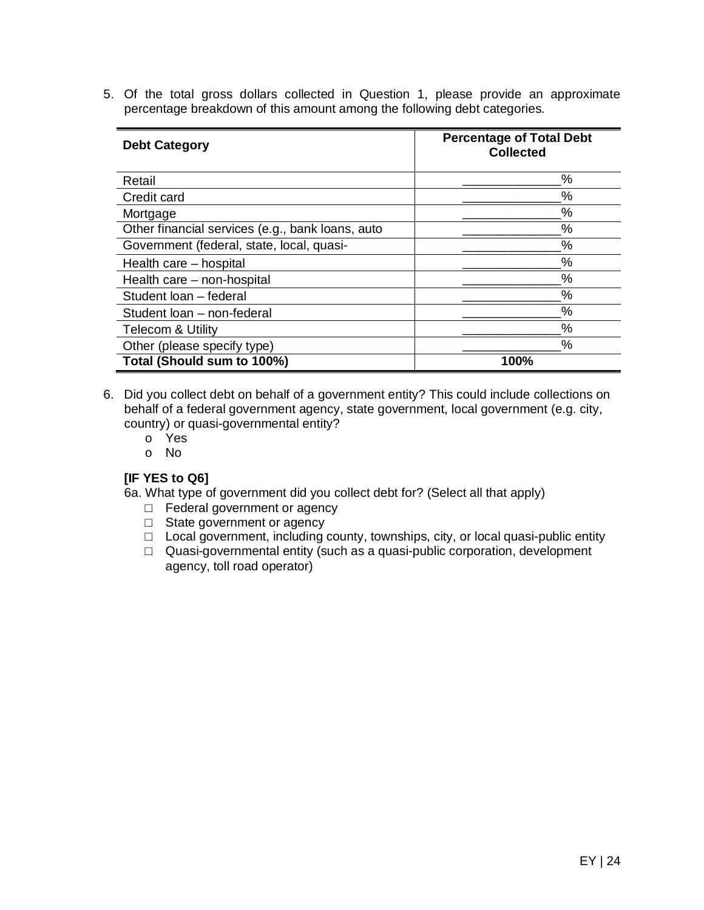5. Of the total gross dollars collected in Question 1, please provide an approximate percentage breakdown of this amount among the following debt categories.

| Debt Category | Percentage of Total Debt Collected |
|---|---|
| Retail | _____________% |
| Credit card | _____________% |
| Mortgage | _____________% |
| Other financial services (e.g., bank loans, auto | _____________% |
| Government (federal, state, local, quasi- | _____________% |
| Health care – hospital | _____________% |
| Health care – non-hospital | _____________% |
| Student loan – federal | _____________% |
| Student loan – non-federal | _____________% |
| Telecom & Utility | _____________% |
| Other (please specify type) | _____________% |
| **Total (Should sum to 100%)** | **100%** |

6. Did you collect debt on behalf of a government entity? This could include collections on behalf of a federal government agency, state government, local government (e.g. city, country) or quasi-governmental entity?
   - o Yes
   - o No

**[IF YES to Q6]**

6a. What type of government did you collect debt for? (Select all that apply)

- □ Federal government or agency
- □ State government or agency
- □ Local government, including county, townships, city, or local quasi-public entity
- □ Quasi-governmental entity (such as a quasi-public corporation, development agency, toll road operator)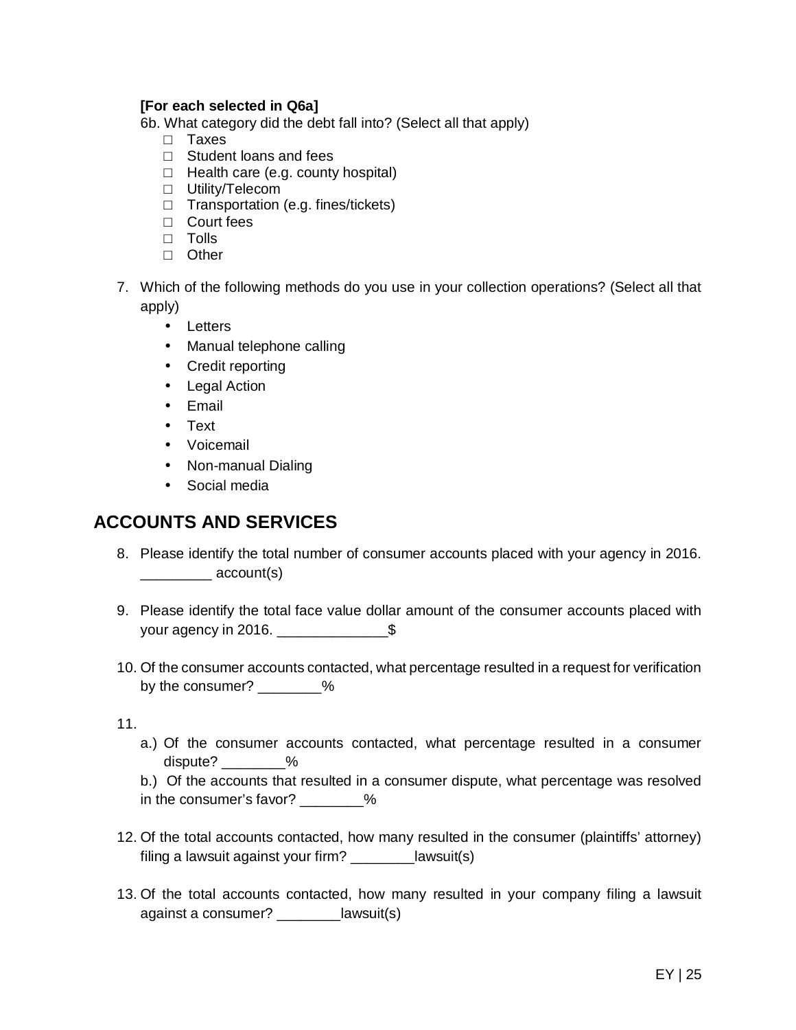**[For each selected in Q6a]**

6b. What category did the debt fall into? (Select all that apply)

- □ Taxes
- □ Student loans and fees
- □ Health care (e.g. county hospital)
- □ Utility/Telecom
- □ Transportation (e.g. fines/tickets)
- □ Court fees
- □ Tolls
- □ Other

7. Which of the following methods do you use in your collection operations? (Select all that apply)
   - Letters
   - Manual telephone calling
   - Credit reporting
   - Legal Action
   - Email
   - Text
   - Voicemail
   - Non-manual Dialing
   - Social media

## ACCOUNTS AND SERVICES

8. Please identify the total number of consumer accounts placed with your agency in 2016. _________ account(s)

9. Please identify the total face value dollar amount of the consumer accounts placed with your agency in 2016. ______________$

10. Of the consumer accounts contacted, what percentage resulted in a request for verification by the consumer? ________%

11.
    a.) Of the consumer accounts contacted, what percentage resulted in a consumer dispute? ________%

    b.) Of the accounts that resulted in a consumer dispute, what percentage was resolved in the consumer's favor? ________%

12. Of the total accounts contacted, how many resulted in the consumer (plaintiffs' attorney) filing a lawsuit against your firm? ________lawsuit(s)

13. Of the total accounts contacted, how many resulted in your company filing a lawsuit against a consumer? ________lawsuit(s)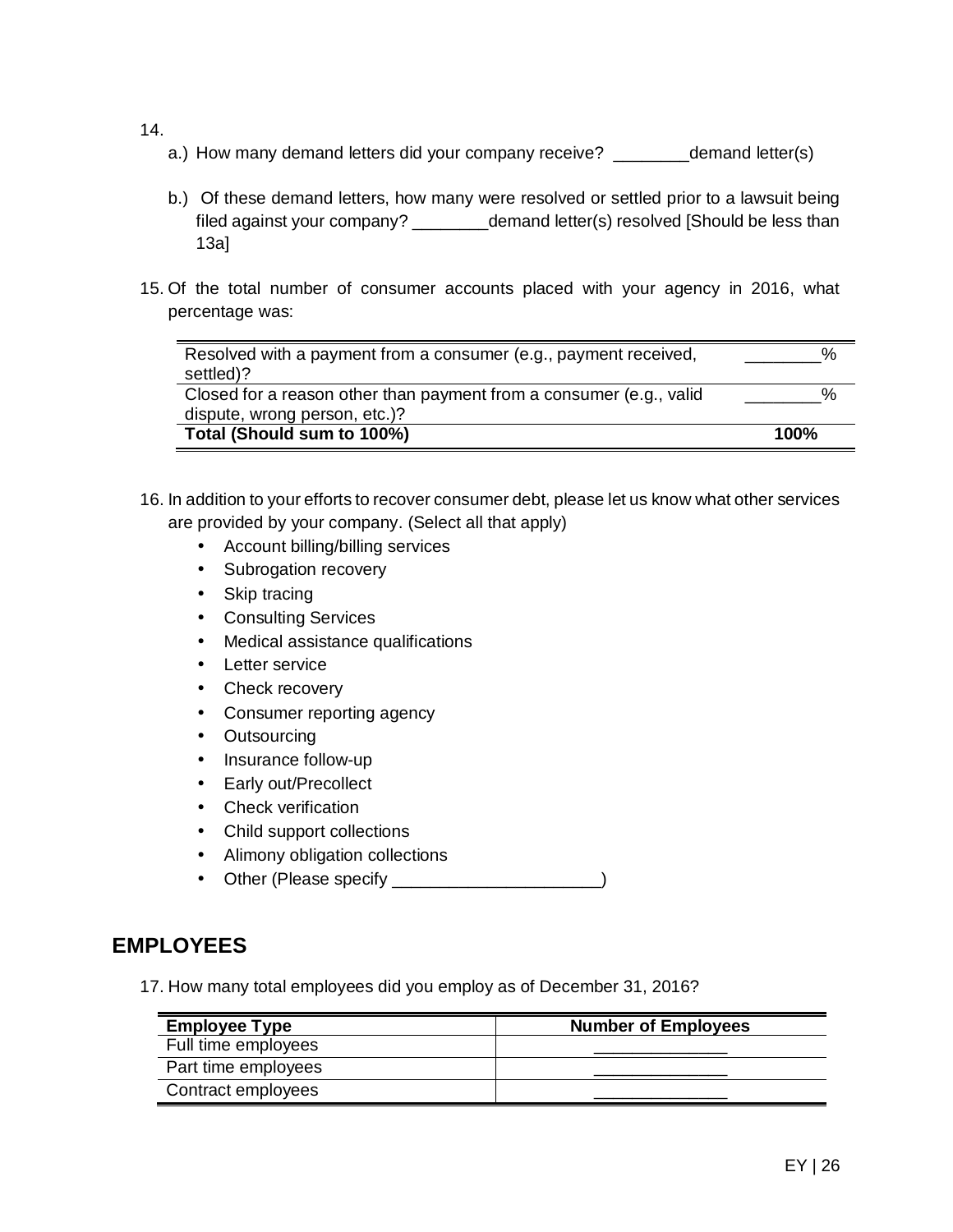14.

a.) How many demand letters did your company receive? ________demand letter(s)

b.) Of these demand letters, how many were resolved or settled prior to a lawsuit being filed against your company? ________demand letter(s) resolved [Should be less than 13a]

15. Of the total number of consumer accounts placed with your agency in 2016, what percentage was:

| | |
|---|---|
| Resolved with a payment from a consumer (e.g., payment received, settled)? | ________% |
| Closed for a reason other than payment from a consumer (e.g., valid dispute, wrong person, etc.)? | ________% |
| **Total (Should sum to 100%)** | **100%** |

16. In addition to your efforts to recover consumer debt, please let us know what other services are provided by your company. (Select all that apply)

- Account billing/billing services
- Subrogation recovery
- Skip tracing
- Consulting Services
- Medical assistance qualifications
- Letter service
- Check recovery
- Consumer reporting agency
- Outsourcing
- Insurance follow-up
- Early out/Precollect
- Check verification
- Child support collections
- Alimony obligation collections
- Other (Please specify ______________________)

## EMPLOYEES

17. How many total employees did you employ as of December 31, 2016?

| Employee Type | Number of Employees |
|---|---|
| Full time employees | ______________ |
| Part time employees | ______________ |
| Contract employees | ______________ |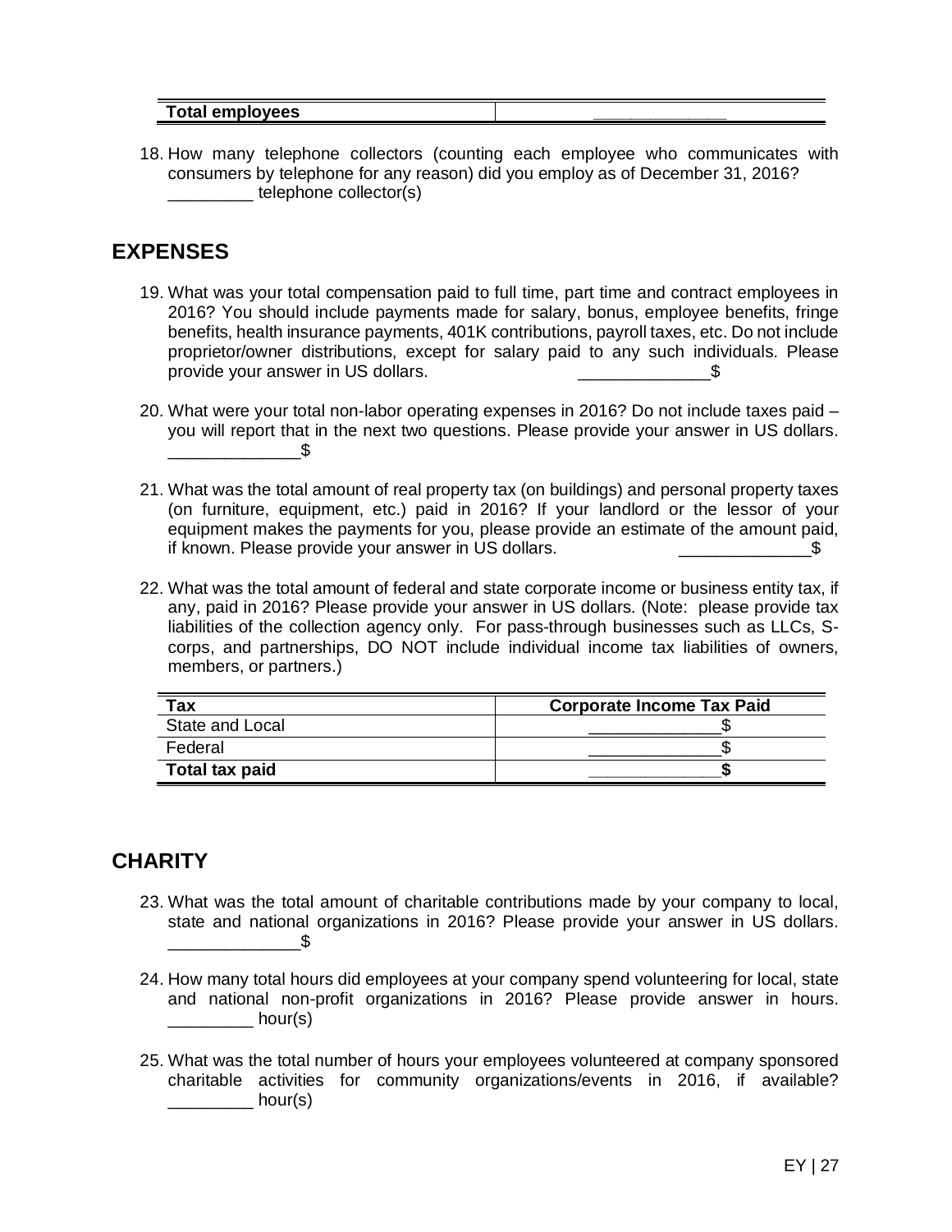| Total employees | _____________ |
| --- | --- |

18. How many telephone collectors (counting each employee who communicates with consumers by telephone for any reason) did you employ as of December 31, 2016? _________ telephone collector(s)

## EXPENSES

19. What was your total compensation paid to full time, part time and contract employees in 2016? You should include payments made for salary, bonus, employee benefits, fringe benefits, health insurance payments, 401K contributions, payroll taxes, etc. Do not include proprietor/owner distributions, except for salary paid to any such individuals. Please provide your answer in US dollars. ______________$

20. What were your total non-labor operating expenses in 2016? Do not include taxes paid – you will report that in the next two questions. Please provide your answer in US dollars. ______________$

21. What was the total amount of real property tax (on buildings) and personal property taxes (on furniture, equipment, etc.) paid in 2016? If your landlord or the lessor of your equipment makes the payments for you, please provide an estimate of the amount paid, if known. Please provide your answer in US dollars. ______________$

22. What was the total amount of federal and state corporate income or business entity tax, if any, paid in 2016? Please provide your answer in US dollars. (Note: please provide tax liabilities of the collection agency only. For pass-through businesses such as LLCs, S-corps, and partnerships, DO NOT include individual income tax liabilities of owners, members, or partners.)

| Tax | Corporate Income Tax Paid |
| --- | --- |
| State and Local | ______________$ |
| Federal | ______________$ |
| **Total tax paid** | **______________$** |

## CHARITY

23. What was the total amount of charitable contributions made by your company to local, state and national organizations in 2016? Please provide your answer in US dollars. ______________$

24. How many total hours did employees at your company spend volunteering for local, state and national non-profit organizations in 2016? Please provide answer in hours. _________ hour(s)

25. What was the total number of hours your employees volunteered at company sponsored charitable activities for community organizations/events in 2016, if available? _________ hour(s)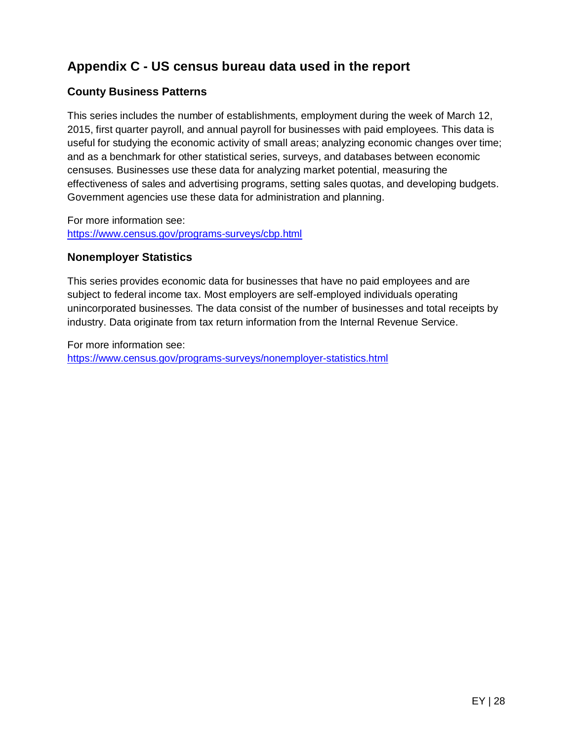## Appendix C - US census bureau data used in the report

### County Business Patterns

This series includes the number of establishments, employment during the week of March 12, 2015, first quarter payroll, and annual payroll for businesses with paid employees. This data is useful for studying the economic activity of small areas; analyzing economic changes over time; and as a benchmark for other statistical series, surveys, and databases between economic censuses. Businesses use these data for analyzing market potential, measuring the effectiveness of sales and advertising programs, setting sales quotas, and developing budgets. Government agencies use these data for administration and planning.

For more information see:
https://www.census.gov/programs-surveys/cbp.html

### Nonemployer Statistics

This series provides economic data for businesses that have no paid employees and are subject to federal income tax. Most employers are self-employed individuals operating unincorporated businesses. The data consist of the number of businesses and total receipts by industry. Data originate from tax return information from the Internal Revenue Service.

For more information see:
https://www.census.gov/programs-surveys/nonemployer-statistics.html